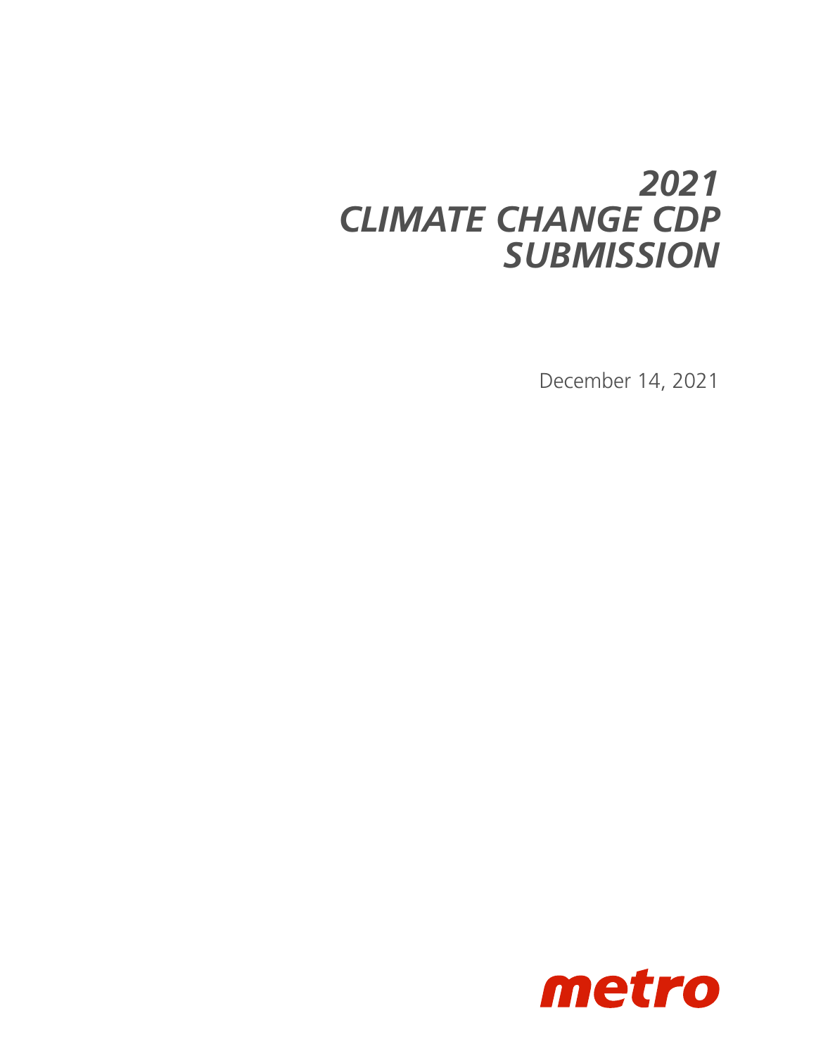# *2021 CLIMATE CHANGE CDP SUBMISSION*

December 14, 2021

metro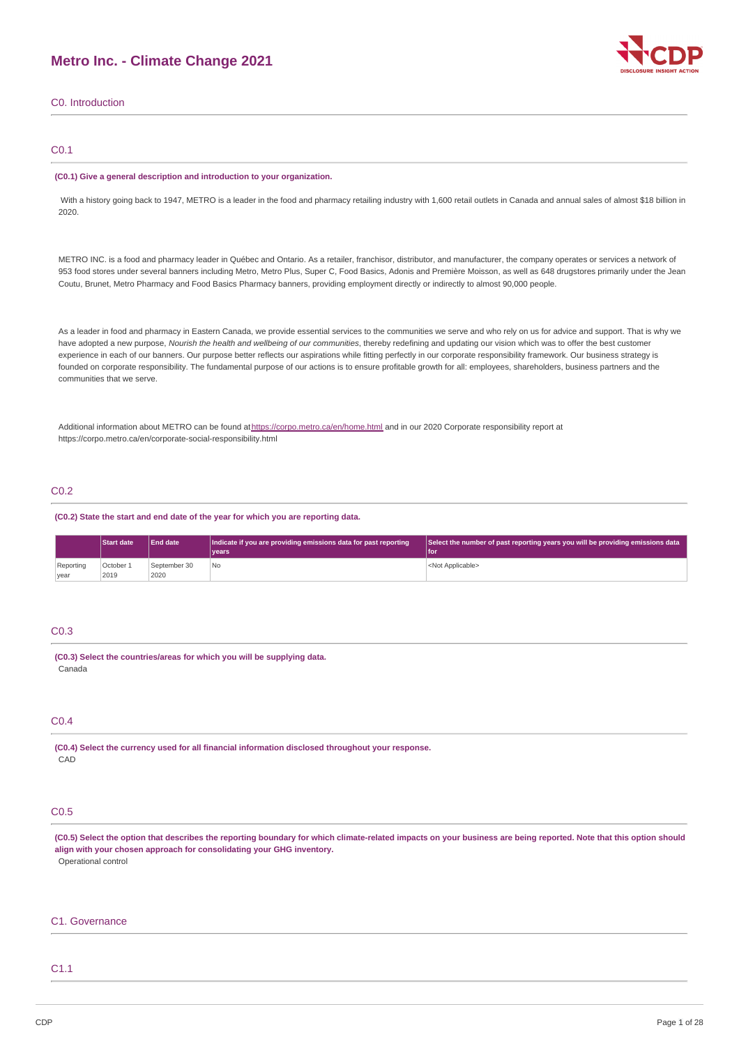# Metro Inc. - Climate Change 2021

## C0. Introduction

### C0.1

**(C0.1) Give a general description and introduction to your organization.**

With a history going back to 1947, METRO is a leader in the food and pharmacy retailing industry with 1,600 retail outlets in Canada and annual sales of almost $18 billion in 2020.

METRO INC. is a food and pharmacy leader in Québec and Ontario. As a retailer, franchisor, distributor, and manufacturer, the company operates or services a network of 953 food stores under several banners including Metro, Metro Plus, Super C, Food Basics, Adonis and Première Moisson, as well as 648 drugstores primarily under the Jean Coutu, Brunet, Metro Pharmacy and Food Basics Pharmacy banners, providing employment directly or indirectly to almost 90,000 people.

As a leader in food and pharmacy in Eastern Canada, we provide essential services to the communities we serve and who rely on us for advice and support. That is why we have adopted a new purpose, *Nourish the health and wellbeing of our communities*, thereby redefining and updating our vision which was to offer the best customer experience in each of our banners. Our purpose better reflects our aspirations while fitting perfectly in our corporate responsibility framework. Our business strategy is founded on corporate responsibility. The fundamental purpose of our actions is to ensure profitable growth for all: employees, shareholders, business partners and the communities that we serve.

Additional information about METRO can be found at https://corpo.metro.ca/en/home.html and in our 2020 Corporate responsibility report at https://corpo.metro.ca/en/corporate-social-responsibility.html

### C0.2

**(C0.2) State the start and end date of the year for which you are reporting data.**

| | Start date | End date | Indicate if you are providing emissions data for past reporting years | Select the number of past reporting years you will be providing emissions data for |
|---|---|---|---|---|
| Reporting year | October 1 2019 | September 30 2020 | No | <Not Applicable> |

### C0.3

**(C0.3) Select the countries/areas for which you will be supplying data.**

Canada

### C0.4

**(C0.4) Select the currency used for all financial information disclosed throughout your response.**

CAD

### C0.5

**(C0.5) Select the option that describes the reporting boundary for which climate-related impacts on your business are being reported. Note that this option should align with your chosen approach for consolidating your GHG inventory.**

Operational control

## C1. Governance

### C1.1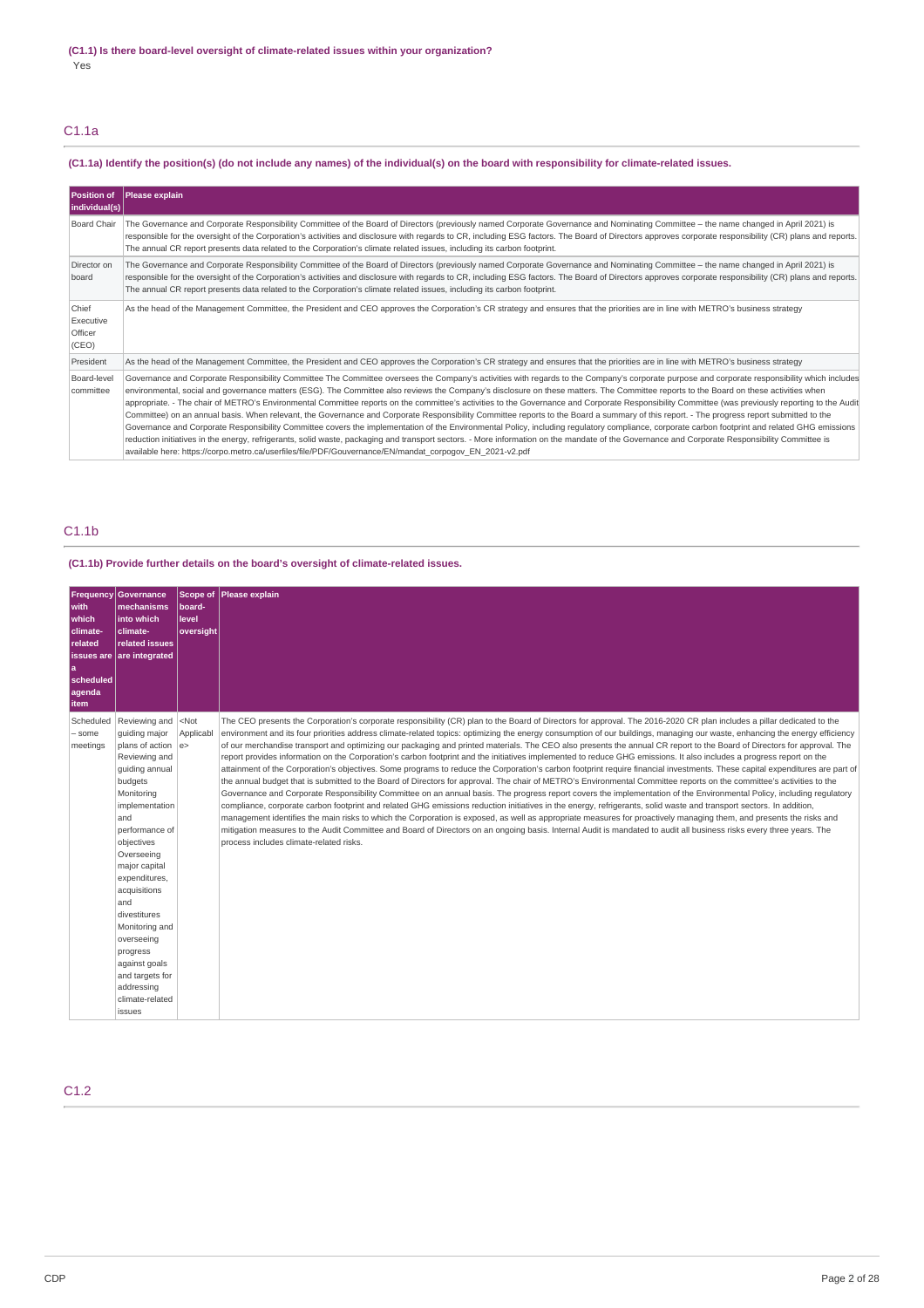**(C1.1) Is there board-level oversight of climate-related issues within your organization?**

Yes

## C1.1a

**(C1.1a) Identify the position(s) (do not include any names) of the individual(s) on the board with responsibility for climate-related issues.**

| Position of individual(s) | Please explain |
| --- | --- |
| Board Chair | The Governance and Corporate Responsibility Committee of the Board of Directors (previously named Corporate Governance and Nominating Committee – the name changed in April 2021) is responsible for the oversight of the Corporation's activities and disclosure with regards to CR, including ESG factors. The Board of Directors approves corporate responsibility (CR) plans and reports. The annual CR report presents data related to the Corporation's climate related issues, including its carbon footprint. |
| Director on board | The Governance and Corporate Responsibility Committee of the Board of Directors (previously named Corporate Governance and Nominating Committee – the name changed in April 2021) is responsible for the oversight of the Corporation's activities and disclosure with regards to CR, including ESG factors. The Board of Directors approves corporate responsibility (CR) plans and reports. The annual CR report presents data related to the Corporation's climate related issues, including its carbon footprint. |
| Chief Executive Officer (CEO) | As the head of the Management Committee, the President and CEO approves the Corporation's CR strategy and ensures that the priorities are in line with METRO's business strategy |
| President | As the head of the Management Committee, the President and CEO approves the Corporation's CR strategy and ensures that the priorities are in line with METRO's business strategy |
| Board-level committee | Governance and Corporate Responsibility Committee The Committee oversees the Company's activities with regards to the Company's corporate purpose and corporate responsibility which includes environmental, social and governance matters (ESG). The Committee also reviews the Company's disclosure on these matters. The Committee reports to the Board on these activities when appropriate. - The chair of METRO's Environmental Committee reports on the committee's activities to the Governance and Corporate Responsibility Committee (was previously reporting to the Audit Committee) on an annual basis. When relevant, the Governance and Corporate Responsibility Committee reports to the Board a summary of this report. - The progress report submitted to the Governance and Corporate Responsibility Committee covers the implementation of the Environmental Policy, including regulatory compliance, corporate carbon footprint and related GHG emissions reduction initiatives in the energy, refrigerants, solid waste, packaging and transport sectors. - More information on the mandate of the Governance and Corporate Responsibility Committee is available here: https://corpo.metro.ca/userfiles/file/PDF/Gouvernance/EN/mandat_corpogov_EN_2021-v2.pdf |

## C1.1b

**(C1.1b) Provide further details on the board's oversight of climate-related issues.**

| Frequency with which climate-related issues are a scheduled agenda item | Governance mechanisms into which climate-related issues are integrated | Scope of board-level oversight | Please explain |
| --- | --- | --- | --- |
| Scheduled – some meetings | Reviewing and guiding major plans of action Reviewing and guiding annual budgets Monitoring implementation and performance of objectives Overseeing major capital expenditures, acquisitions and divestitures Monitoring and overseeing progress against goals and targets for addressing climate-related issues | <Not Applicable> | The CEO presents the Corporation's corporate responsibility (CR) plan to the Board of Directors for approval. The 2016-2020 CR plan includes a pillar dedicated to the environment and its four priorities address climate-related topics: optimizing the energy consumption of our buildings, managing our waste, enhancing the energy efficiency of our merchandise transport and optimizing our packaging and printed materials. The CEO also presents the annual CR report to the Board of Directors for approval. The report provides information on the Corporation's carbon footprint and the initiatives implemented to reduce GHG emissions. It also includes a progress report on the attainment of the Corporation's objectives. Some programs to reduce the Corporation's carbon footprint require financial investments. These capital expenditures are part of the annual budget that is submitted to the Board of Directors for approval. The chair of METRO's Environmental Committee reports on the committee's activities to the Governance and Corporate Responsibility Committee on an annual basis. The progress report covers the implementation of the Environmental Policy, including regulatory compliance, corporate carbon footprint and related GHG emissions reduction initiatives in the energy, refrigerants, solid waste and transport sectors. In addition, management identifies the main risks to which the Corporation is exposed, as well as appropriate measures for proactively managing them, and presents the risks and mitigation measures to the Audit Committee and Board of Directors on an ongoing basis. Internal Audit is mandated to audit all business risks every three years. The process includes climate-related risks. |

## C1.2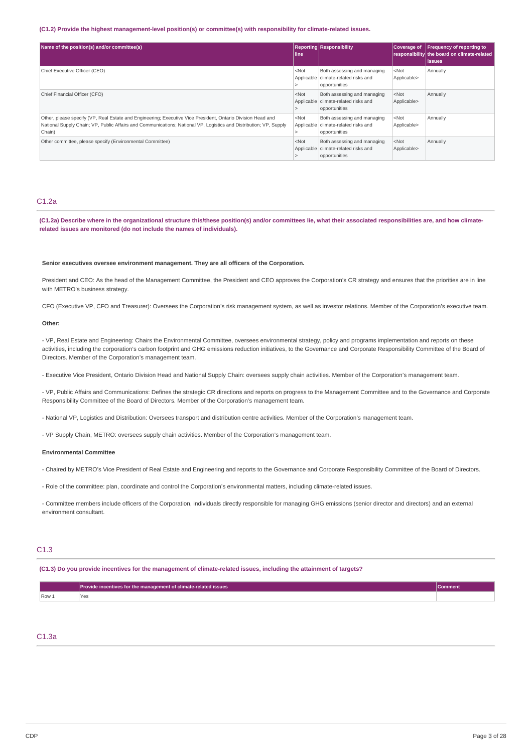(C1.2) Provide the highest management-level position(s) or committee(s) with responsibility for climate-related issues.

| Name of the position(s) and/or committee(s) | Reporting line | Responsibility | Coverage of responsibility | Frequency of reporting to the board on climate-related issues |
|---|---|---|---|---|
| Chief Executive Officer (CEO) | <Not Applicable> | Both assessing and managing climate-related risks and opportunities | <Not Applicable> | Annually |
| Chief Financial Officer (CFO) | <Not Applicable> | Both assessing and managing climate-related risks and opportunities | <Not Applicable> | Annually |
| Other, please specify (VP, Real Estate and Engineering; Executive Vice President, Ontario Division Head and National Supply Chain; VP, Public Affairs and Communications; National VP, Logistics and Distribution; VP, Supply Chain) | <Not Applicable> | Both assessing and managing climate-related risks and opportunities | <Not Applicable> | Annually |
| Other committee, please specify (Environmental Committee) | <Not Applicable> | Both assessing and managing climate-related risks and opportunities | <Not Applicable> | Annually |

## C1.2a

(C1.2a) Describe where in the organizational structure this/these position(s) and/or committees lie, what their associated responsibilities are, and how climate-related issues are monitored (do not include the names of individuals).

**Senior executives oversee environment management. They are all officers of the Corporation.**

President and CEO: As the head of the Management Committee, the President and CEO approves the Corporation's CR strategy and ensures that the priorities are in line with METRO's business strategy.

CFO (Executive VP, CFO and Treasurer): Oversees the Corporation's risk management system, as well as investor relations. Member of the Corporation's executive team.

**Other:**

- VP, Real Estate and Engineering: Chairs the Environmental Committee, oversees environmental strategy, policy and programs implementation and reports on these activities, including the corporation's carbon footprint and GHG emissions reduction initiatives, to the Governance and Corporate Responsibility Committee of the Board of Directors. Member of the Corporation's management team.

- Executive Vice President, Ontario Division Head and National Supply Chain: oversees supply chain activities. Member of the Corporation's management team.

- VP, Public Affairs and Communications: Defines the strategic CR directions and reports on progress to the Management Committee and to the Governance and Corporate Responsibility Committee of the Board of Directors. Member of the Corporation's management team.

- National VP, Logistics and Distribution: Oversees transport and distribution centre activities. Member of the Corporation's management team.

- VP Supply Chain, METRO: oversees supply chain activities. Member of the Corporation's management team.

**Environmental Committee**

- Chaired by METRO's Vice President of Real Estate and Engineering and reports to the Governance and Corporate Responsibility Committee of the Board of Directors.

- Role of the committee: plan, coordinate and control the Corporation's environmental matters, including climate-related issues.

- Committee members include officers of the Corporation, individuals directly responsible for managing GHG emissions (senior director and directors) and an external environment consultant.

## C1.3

(C1.3) Do you provide incentives for the management of climate-related issues, including the attainment of targets?

| | Provide incentives for the management of climate-related issues | Comment |
|---|---|---|
| Row 1 | Yes | |

## C1.3a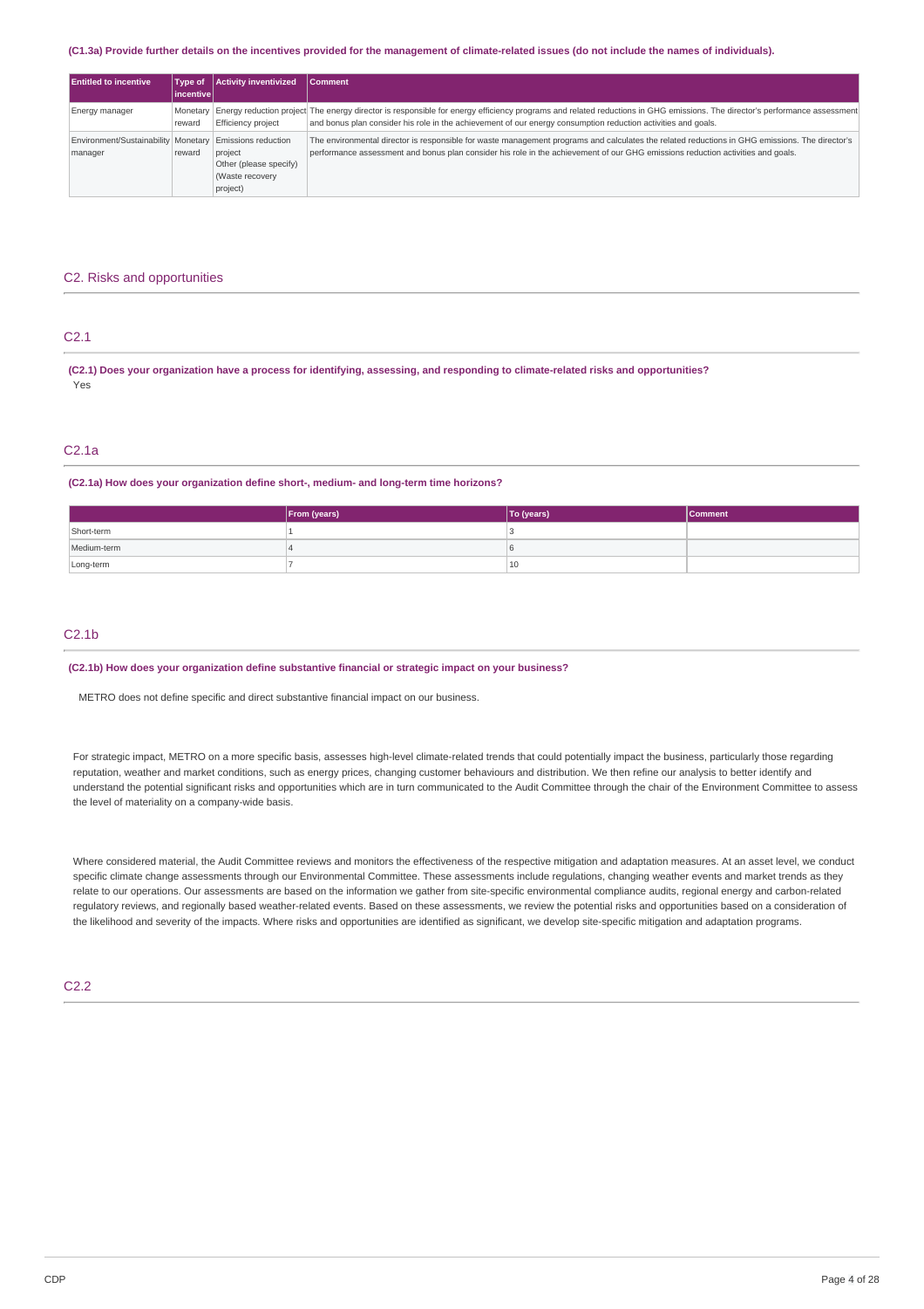**(C1.3a) Provide further details on the incentives provided for the management of climate-related issues (do not include the names of individuals).**

| Entitled to incentive | Type of incentive | Activity inventivized | Comment |
|---|---|---|---|
| Energy manager | Monetary reward | Energy reduction project Efficiency project | The energy director is responsible for energy efficiency programs and related reductions in GHG emissions. The director's performance assessment and bonus plan consider his role in the achievement of our energy consumption reduction activities and goals. |
| Environment/Sustainability manager | Monetary reward | Emissions reduction project Other (please specify) (Waste recovery project) | The environmental director is responsible for waste management programs and calculates the related reductions in GHG emissions. The director's performance assessment and bonus plan consider his role in the achievement of our GHG emissions reduction activities and goals. |

## C2. Risks and opportunities

### C2.1

**(C2.1) Does your organization have a process for identifying, assessing, and responding to climate-related risks and opportunities?**

Yes

### C2.1a

**(C2.1a) How does your organization define short-, medium- and long-term time horizons?**

| | From (years) | To (years) | Comment |
|---|---|---|---|
| Short-term | 1 | 3 | |
| Medium-term | 4 | 6 | |
| Long-term | 7 | 10 | |

### C2.1b

**(C2.1b) How does your organization define substantive financial or strategic impact on your business?**

METRO does not define specific and direct substantive financial impact on our business.

For strategic impact, METRO on a more specific basis, assesses high-level climate-related trends that could potentially impact the business, particularly those regarding reputation, weather and market conditions, such as energy prices, changing customer behaviours and distribution. We then refine our analysis to better identify and understand the potential significant risks and opportunities which are in turn communicated to the Audit Committee through the chair of the Environment Committee to assess the level of materiality on a company-wide basis.

Where considered material, the Audit Committee reviews and monitors the effectiveness of the respective mitigation and adaptation measures. At an asset level, we conduct specific climate change assessments through our Environmental Committee. These assessments include regulations, changing weather events and market trends as they relate to our operations. Our assessments are based on the information we gather from site-specific environmental compliance audits, regional energy and carbon-related regulatory reviews, and regionally based weather-related events. Based on these assessments, we review the potential risks and opportunities based on a consideration of the likelihood and severity of the impacts. Where risks and opportunities are identified as significant, we develop site-specific mitigation and adaptation programs.

### C2.2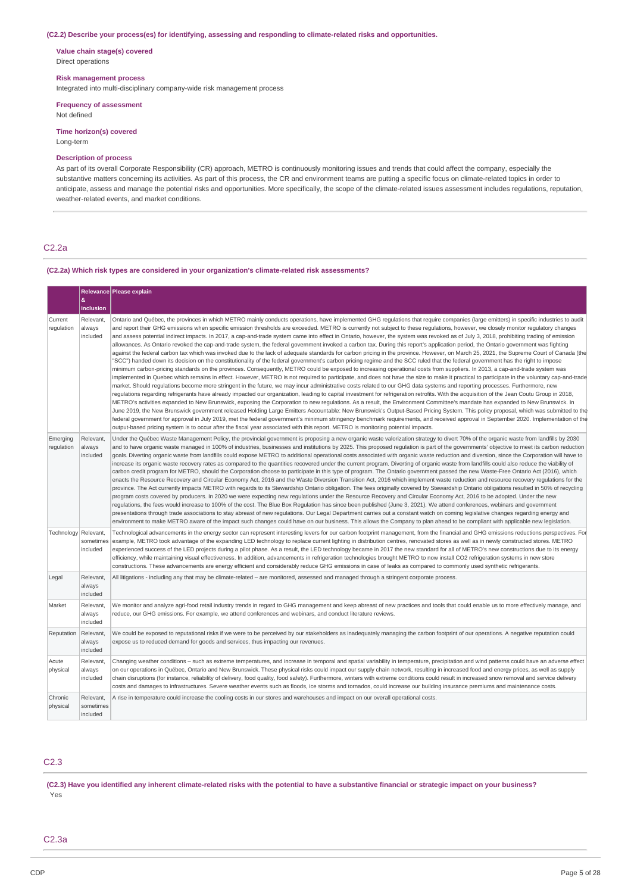**(C2.2) Describe your process(es) for identifying, assessing and responding to climate-related risks and opportunities.**

**Value chain stage(s) covered**
Direct operations

**Risk management process**
Integrated into multi-disciplinary company-wide risk management process

**Frequency of assessment**
Not defined

**Time horizon(s) covered**
Long-term

**Description of process**
As part of its overall Corporate Responsibility (CR) approach, METRO is continuously monitoring issues and trends that could affect the company, especially the substantive matters concerning its activities. As part of this process, the CR and environment teams are putting a specific focus on climate-related topics in order to anticipate, assess and manage the potential risks and opportunities. More specifically, the scope of the climate-related issues assessment includes regulations, reputation, weather-related events, and market conditions.

## C2.2a

**(C2.2a) Which risk types are considered in your organization's climate-related risk assessments?**

| | Relevance & inclusion | Please explain |
|---|---|---|
| Current regulation | Relevant, always included | Ontario and Québec, the provinces in which METRO mainly conducts operations, have implemented GHG regulations that require companies (large emitters) in specific industries to audit and report their GHG emissions when specific emission thresholds are exceeded. METRO is currently not subject to these regulations, however, we closely monitor regulatory changes and assess potential indirect impacts. In 2017, a cap-and-trade system came into effect in Ontario, however, the system was revoked as of July 3, 2018, prohibiting trading of emission allowances. As Ontario revoked the cap-and-trade system, the federal government invoked a carbon tax. During this report's application period, the Ontario government was fighting against the federal carbon tax which was invoked due to the lack of adequate standards for carbon pricing in the province. However, on March 25, 2021, the Supreme Court of Canada (the "SCC") handed down its decision on the constitutionality of the federal government's carbon pricing regime and the SCC ruled that the federal government has the right to impose minimum carbon-pricing standards on the provinces. Consequently, METRO could be exposed to increasing operational costs from suppliers. In 2013, a cap-and-trade system was implemented in Quebec which remains in effect. However, METRO is not required to participate, and does not have the size to make it practical to participate in the voluntary cap-and-trade market. Should regulations become more stringent in the future, we may incur administrative costs related to our GHG data systems and reporting processes. Furthermore, new regulations regarding refrigerants have already impacted our organization, leading to capital investment for refrigeration retrofits. With the acquisition of the Jean Coutu Group in 2018, METRO's activities expanded to New Brunswick, exposing the Corporation to new regulations. As a result, the Environment Committee's mandate has expanded to New Brunswick. In June 2019, the New Brunswick government released Holding Large Emitters Accountable: New Brunswick's Output-Based Pricing System. This policy proposal, which was submitted to the federal government for approval in July 2019, met the federal government's minimum stringency benchmark requirements, and received approval in September 2020. Implementation of the output-based pricing system is to occur after the fiscal year associated with this report. METRO is monitoring potential impacts. |
| Emerging regulation | Relevant, always included | Under the Québec Waste Management Policy, the provincial government is proposing a new organic waste valorization strategy to divert 70% of the organic waste from landfills by 2030 and to have organic waste managed in 100% of industries, businesses and institutions by 2025. This proposed regulation is part of the governments' objective to meet its carbon reduction goals. Diverting organic waste from landfills could expose METRO to additional operational costs associated with organic waste reduction and diversion, since the Corporation will have to increase its organic waste recovery rates as compared to the quantities recovered under the current program. Diverting of organic waste from landfills could also reduce the viability of carbon credit program for METRO, should the Corporation choose to participate in this type of program. The Ontario government passed the new Waste-Free Ontario Act (2016), which enacts the Resource Recovery and Circular Economy Act, 2016 and the Waste Diversion Transition Act, 2016 which implement waste reduction and resource recovery regulations for the province. The Act currently impacts METRO with regards to its Stewardship Ontario obligation. The fees originally covered by Stewardship Ontario obligations resulted in 50% of recycling program costs covered by producers. In 2020 we were expecting new regulations under the Resource Recovery and Circular Economy Act, 2016 to be adopted. Under the new regulations, the fees would increase to 100% of the cost. The Blue Box Regulation has since been published (June 3, 2021). We attend conferences, webinars and government presentations through trade associations to stay abreast of new regulations. Our Legal Department carries out a constant watch on coming legislative changes regarding energy and environment to make METRO aware of the impact such changes could have on our business. This allows the Company to plan ahead to be compliant with applicable new legislation. |
| Technology | Relevant, sometimes included | Technological advancements in the energy sector can represent interesting levers for our carbon footprint management, from the financial and GHG emissions reductions perspectives. For example, METRO took advantage of the expanding LED technology to replace current lighting in distribution centres, renovated stores as well as in newly constructed stores. METRO experienced success of the LED projects during a pilot phase. As a result, the LED technology became in 2017 the new standard for all of METRO's new constructions due to its energy efficiency, while maintaining visual effectiveness. In addition, advancements in refrigeration technologies brought METRO to now install CO2 refrigeration systems in new store constructions. These advancements are energy efficient and considerably reduce GHG emissions in case of leaks as compared to commonly used synthetic refrigerants. |
| Legal | Relevant, always included | All litigations - including any that may be climate-related – are monitored, assessed and managed through a stringent corporate process. |
| Market | Relevant, always included | We monitor and analyze agri-food retail industry trends in regard to GHG management and keep abreast of new practices and tools that could enable us to more effectively manage, and reduce, our GHG emissions. For example, we attend conferences and webinars, and conduct literature reviews. |
| Reputation | Relevant, always included | We could be exposed to reputational risks if we were to be perceived by our stakeholders as inadequately managing the carbon footprint of our operations. A negative reputation could expose us to reduced demand for goods and services, thus impacting our revenues. |
| Acute physical | Relevant, always included | Changing weather conditions – such as extreme temperatures, and increase in temporal and spatial variability in temperature, precipitation and wind patterns could have an adverse effect on our operations in Québec, Ontario and New Brunswick. These physical risks could impact our supply chain network, resulting in increased food and energy prices, as well as supply chain disruptions (for instance, reliability of delivery, food quality, food safety). Furthermore, winters with extreme conditions could result in increased snow removal and service delivery costs and damages to infrastructures. Severe weather events such as floods, ice storms and tornados, could increase our building insurance premiums and maintenance costs. |
| Chronic physical | Relevant, sometimes included | A rise in temperature could increase the cooling costs in our stores and warehouses and impact on our overall operational costs. |

## C2.3

**(C2.3) Have you identified any inherent climate-related risks with the potential to have a substantive financial or strategic impact on your business?**
Yes

## C2.3a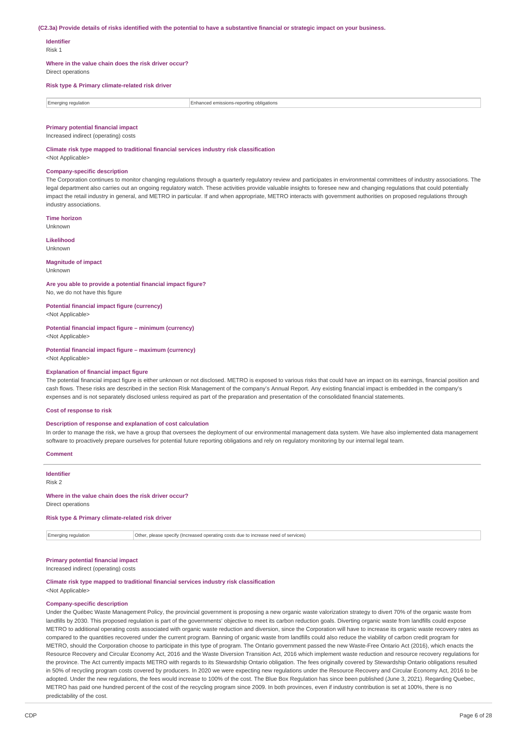**(C2.3a) Provide details of risks identified with the potential to have a substantive financial or strategic impact on your business.**

**Identifier**
Risk 1

**Where in the value chain does the risk driver occur?**
Direct operations

**Risk type & Primary climate-related risk driver**

| | |
|---|---|
| Emerging regulation | Enhanced emissions-reporting obligations |

**Primary potential financial impact**
Increased indirect (operating) costs

**Climate risk type mapped to traditional financial services industry risk classification**
<Not Applicable>

**Company-specific description**
The Corporation continues to monitor changing regulations through a quarterly regulatory review and participates in environmental committees of industry associations. The legal department also carries out an ongoing regulatory watch. These activities provide valuable insights to foresee new and changing regulations that could potentially impact the retail industry in general, and METRO in particular. If and when appropriate, METRO interacts with government authorities on proposed regulations through industry associations.

**Time horizon**
Unknown

**Likelihood**
Unknown

**Magnitude of impact**
Unknown

**Are you able to provide a potential financial impact figure?**
No, we do not have this figure

**Potential financial impact figure (currency)**
<Not Applicable>

**Potential financial impact figure – minimum (currency)**
<Not Applicable>

**Potential financial impact figure – maximum (currency)**
<Not Applicable>

**Explanation of financial impact figure**
The potential financial impact figure is either unknown or not disclosed. METRO is exposed to various risks that could have an impact on its earnings, financial position and cash flows. These risks are described in the section Risk Management of the company's Annual Report. Any existing financial impact is embedded in the company's expenses and is not separately disclosed unless required as part of the preparation and presentation of the consolidated financial statements.

**Cost of response to risk**

**Description of response and explanation of cost calculation**
In order to manage the risk, we have a group that oversees the deployment of our environmental management data system. We have also implemented data management software to proactively prepare ourselves for potential future reporting obligations and rely on regulatory monitoring by our internal legal team.

**Comment**

---

**Identifier**
Risk 2

**Where in the value chain does the risk driver occur?**
Direct operations

**Risk type & Primary climate-related risk driver**

| | |
|---|---|
| Emerging regulation | Other, please specify (Increased operating costs due to increase need of services) |

**Primary potential financial impact**
Increased indirect (operating) costs

**Climate risk type mapped to traditional financial services industry risk classification**
<Not Applicable>

**Company-specific description**
Under the Québec Waste Management Policy, the provincial government is proposing a new organic waste valorization strategy to divert 70% of the organic waste from landfills by 2030. This proposed regulation is part of the governments' objective to meet its carbon reduction goals. Diverting organic waste from landfills could expose METRO to additional operating costs associated with organic waste reduction and diversion, since the Corporation will have to increase its organic waste recovery rates as compared to the quantities recovered under the current program. Banning of organic waste from landfills could also reduce the viability of carbon credit program for METRO, should the Corporation choose to participate in this type of program. The Ontario government passed the new Waste-Free Ontario Act (2016), which enacts the Resource Recovery and Circular Economy Act, 2016 and the Waste Diversion Transition Act, 2016 which implement waste reduction and resource recovery regulations for the province. The Act currently impacts METRO with regards to its Stewardship Ontario obligation. The fees originally covered by Stewardship Ontario obligations resulted in 50% of recycling program costs covered by producers. In 2020 we were expecting new regulations under the Resource Recovery and Circular Economy Act, 2016 to be adopted. Under the new regulations, the fees would increase to 100% of the cost. The Blue Box Regulation has since been published (June 3, 2021). Regarding Quebec, METRO has paid one hundred percent of the cost of the recycling program since 2009. In both provinces, even if industry contribution is set at 100%, there is no predictability of the cost.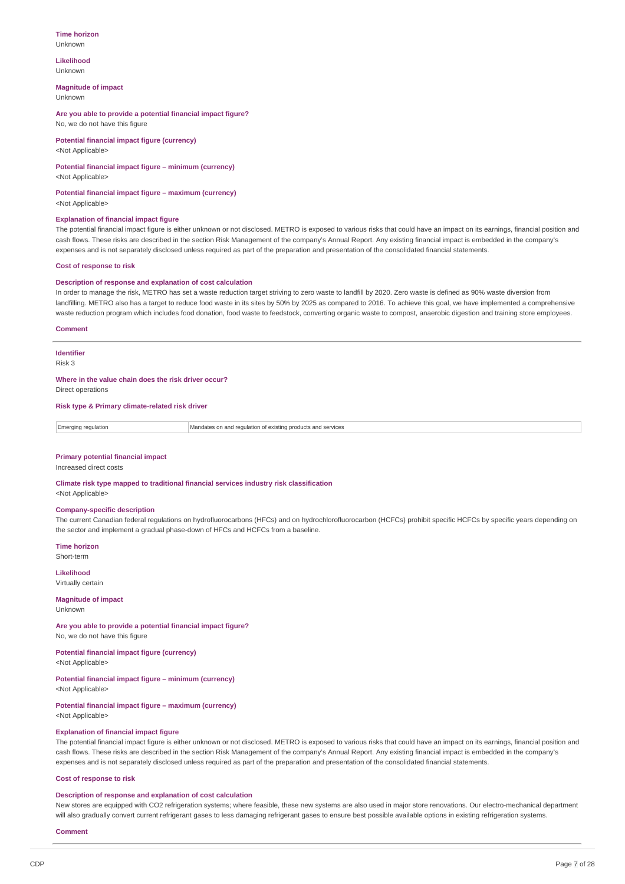**Time horizon**
Unknown

**Likelihood**
Unknown

**Magnitude of impact**
Unknown

**Are you able to provide a potential financial impact figure?**
No, we do not have this figure

**Potential financial impact figure (currency)**
<Not Applicable>

**Potential financial impact figure – minimum (currency)**
<Not Applicable>

**Potential financial impact figure – maximum (currency)**
<Not Applicable>

**Explanation of financial impact figure**
The potential financial impact figure is either unknown or not disclosed. METRO is exposed to various risks that could have an impact on its earnings, financial position and cash flows. These risks are described in the section Risk Management of the company's Annual Report. Any existing financial impact is embedded in the company's expenses and is not separately disclosed unless required as part of the preparation and presentation of the consolidated financial statements.

**Cost of response to risk**

**Description of response and explanation of cost calculation**
In order to manage the risk, METRO has set a waste reduction target striving to zero waste to landfill by 2020. Zero waste is defined as 90% waste diversion from landfilling. METRO also has a target to reduce food waste in its sites by 50% by 2025 as compared to 2016. To achieve this goal, we have implemented a comprehensive waste reduction program which includes food donation, food waste to feedstock, converting organic waste to compost, anaerobic digestion and training store employees.

**Comment**

---

**Identifier**
Risk 3

**Where in the value chain does the risk driver occur?**
Direct operations

**Risk type & Primary climate-related risk driver**

| | |
|---|---|
| Emerging regulation | Mandates on and regulation of existing products and services |

**Primary potential financial impact**
Increased direct costs

**Climate risk type mapped to traditional financial services industry risk classification**
<Not Applicable>

**Company-specific description**
The current Canadian federal regulations on hydrofluorocarbons (HFCs) and on hydrochlorofluorocarbon (HCFCs) prohibit specific HCFCs by specific years depending on the sector and implement a gradual phase-down of HFCs and HCFCs from a baseline.

**Time horizon**
Short-term

**Likelihood**
Virtually certain

**Magnitude of impact**
Unknown

**Are you able to provide a potential financial impact figure?**
No, we do not have this figure

**Potential financial impact figure (currency)**
<Not Applicable>

**Potential financial impact figure – minimum (currency)**
<Not Applicable>

**Potential financial impact figure – maximum (currency)**
<Not Applicable>

**Explanation of financial impact figure**
The potential financial impact figure is either unknown or not disclosed. METRO is exposed to various risks that could have an impact on its earnings, financial position and cash flows. These risks are described in the section Risk Management of the company's Annual Report. Any existing financial impact is embedded in the company's expenses and is not separately disclosed unless required as part of the preparation and presentation of the consolidated financial statements.

**Cost of response to risk**

**Description of response and explanation of cost calculation**
New stores are equipped with $CO_2$ refrigeration systems; where feasible, these new systems are also used in major store renovations. Our electro-mechanical department will also gradually convert current refrigerant gases to less damaging refrigerant gases to ensure best possible available options in existing refrigeration systems.

**Comment**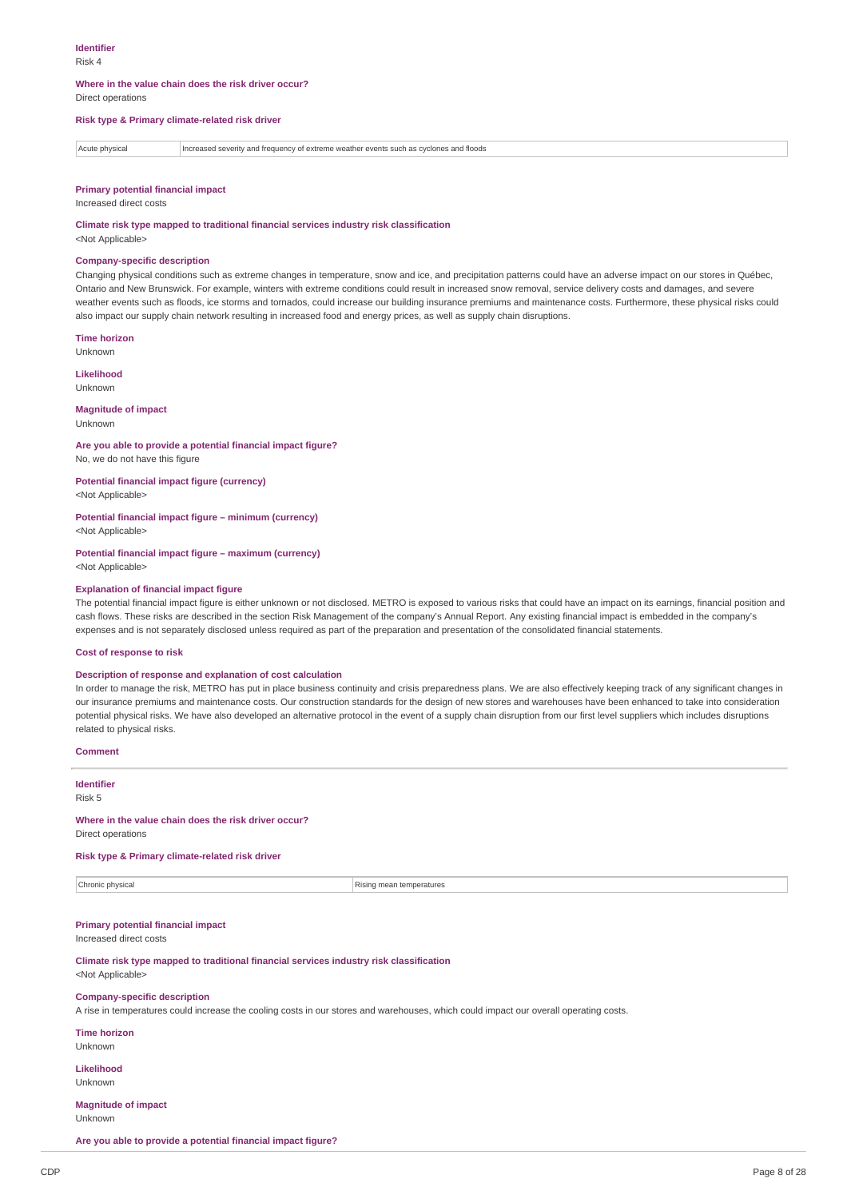**Identifier**
Risk 4

**Where in the value chain does the risk driver occur?**
Direct operations

**Risk type & Primary climate-related risk driver**

| Acute physical | Increased severity and frequency of extreme weather events such as cyclones and floods |
|---|---|

**Primary potential financial impact**
Increased direct costs

**Climate risk type mapped to traditional financial services industry risk classification**
<Not Applicable>

**Company-specific description**
Changing physical conditions such as extreme changes in temperature, snow and ice, and precipitation patterns could have an adverse impact on our stores in Québec, Ontario and New Brunswick. For example, winters with extreme conditions could result in increased snow removal, service delivery costs and damages, and severe weather events such as floods, ice storms and tornados, could increase our building insurance premiums and maintenance costs. Furthermore, these physical risks could also impact our supply chain network resulting in increased food and energy prices, as well as supply chain disruptions.

**Time horizon**
Unknown

**Likelihood**
Unknown

**Magnitude of impact**
Unknown

**Are you able to provide a potential financial impact figure?**
No, we do not have this figure

**Potential financial impact figure (currency)**
<Not Applicable>

**Potential financial impact figure – minimum (currency)**
<Not Applicable>

**Potential financial impact figure – maximum (currency)**
<Not Applicable>

**Explanation of financial impact figure**
The potential financial impact figure is either unknown or not disclosed. METRO is exposed to various risks that could have an impact on its earnings, financial position and cash flows. These risks are described in the section Risk Management of the company's Annual Report. Any existing financial impact is embedded in the company's expenses and is not separately disclosed unless required as part of the preparation and presentation of the consolidated financial statements.

**Cost of response to risk**

**Description of response and explanation of cost calculation**
In order to manage the risk, METRO has put in place business continuity and crisis preparedness plans. We are also effectively keeping track of any significant changes in our insurance premiums and maintenance costs. Our construction standards for the design of new stores and warehouses have been enhanced to take into consideration potential physical risks. We have also developed an alternative protocol in the event of a supply chain disruption from our first level suppliers which includes disruptions related to physical risks.

**Comment**

---

**Identifier**
Risk 5

**Where in the value chain does the risk driver occur?**
Direct operations

**Risk type & Primary climate-related risk driver**

| Chronic physical | Rising mean temperatures |
|---|---|

**Primary potential financial impact**
Increased direct costs

**Climate risk type mapped to traditional financial services industry risk classification**
<Not Applicable>

**Company-specific description**
A rise in temperatures could increase the cooling costs in our stores and warehouses, which could impact our overall operating costs.

**Time horizon**
Unknown

**Likelihood**
Unknown

**Magnitude of impact**
Unknown

**Are you able to provide a potential financial impact figure?**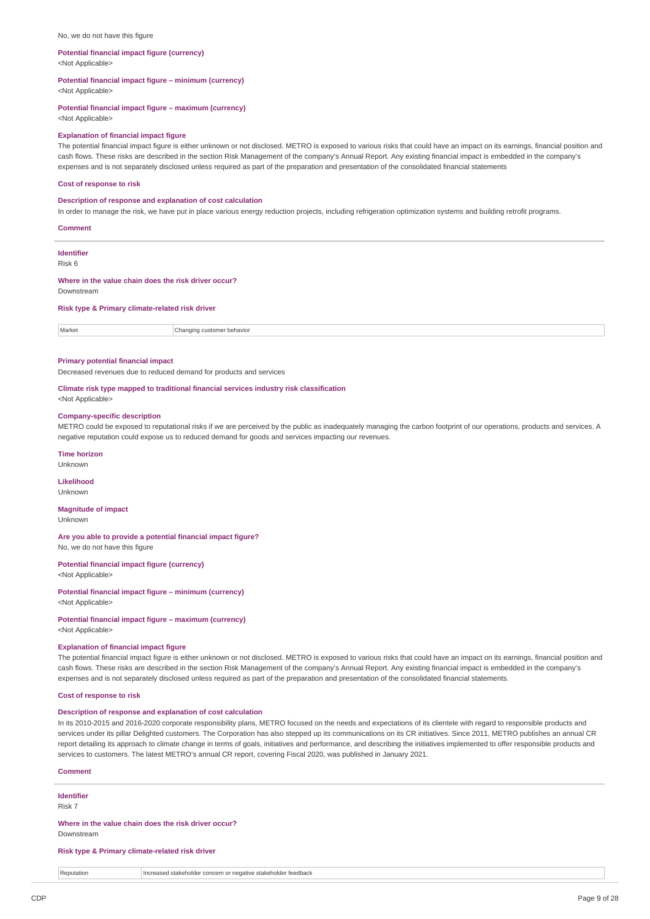No, we do not have this figure

**Potential financial impact figure (currency)**
<Not Applicable>

**Potential financial impact figure – minimum (currency)**
<Not Applicable>

**Potential financial impact figure – maximum (currency)**
<Not Applicable>

**Explanation of financial impact figure**
The potential financial impact figure is either unknown or not disclosed. METRO is exposed to various risks that could have an impact on its earnings, financial position and cash flows. These risks are described in the section Risk Management of the company's Annual Report. Any existing financial impact is embedded in the company's expenses and is not separately disclosed unless required as part of the preparation and presentation of the consolidated financial statements

**Cost of response to risk**

**Description of response and explanation of cost calculation**
In order to manage the risk, we have put in place various energy reduction projects, including refrigeration optimization systems and building retrofit programs.

**Comment**

---

**Identifier**
Risk 6

**Where in the value chain does the risk driver occur?**
Downstream

**Risk type & Primary climate-related risk driver**

| Market | Changing customer behavior |
|---|---|

**Primary potential financial impact**
Decreased revenues due to reduced demand for products and services

**Climate risk type mapped to traditional financial services industry risk classification**
<Not Applicable>

**Company-specific description**
METRO could be exposed to reputational risks if we are perceived by the public as inadequately managing the carbon footprint of our operations, products and services. A negative reputation could expose us to reduced demand for goods and services impacting our revenues.

**Time horizon**
Unknown

**Likelihood**
Unknown

**Magnitude of impact**
Unknown

**Are you able to provide a potential financial impact figure?**
No, we do not have this figure

**Potential financial impact figure (currency)**
<Not Applicable>

**Potential financial impact figure – minimum (currency)**
<Not Applicable>

**Potential financial impact figure – maximum (currency)**
<Not Applicable>

**Explanation of financial impact figure**
The potential financial impact figure is either unknown or not disclosed. METRO is exposed to various risks that could have an impact on its earnings, financial position and cash flows. These risks are described in the section Risk Management of the company's Annual Report. Any existing financial impact is embedded in the company's expenses and is not separately disclosed unless required as part of the preparation and presentation of the consolidated financial statements.

**Cost of response to risk**

**Description of response and explanation of cost calculation**
In its 2010-2015 and 2016-2020 corporate responsibility plans, METRO focused on the needs and expectations of its clientele with regard to responsible products and services under its pillar Delighted customers. The Corporation has also stepped up its communications on its CR initiatives. Since 2011, METRO publishes an annual CR report detailing its approach to climate change in terms of goals, initiatives and performance, and describing the initiatives implemented to offer responsible products and services to customers. The latest METRO's annual CR report, covering Fiscal 2020, was published in January 2021.

**Comment**

---

**Identifier**
Risk 7

**Where in the value chain does the risk driver occur?**
Downstream

**Risk type & Primary climate-related risk driver**

| Reputation | Increased stakeholder concern or negative stakeholder feedback |
|---|---|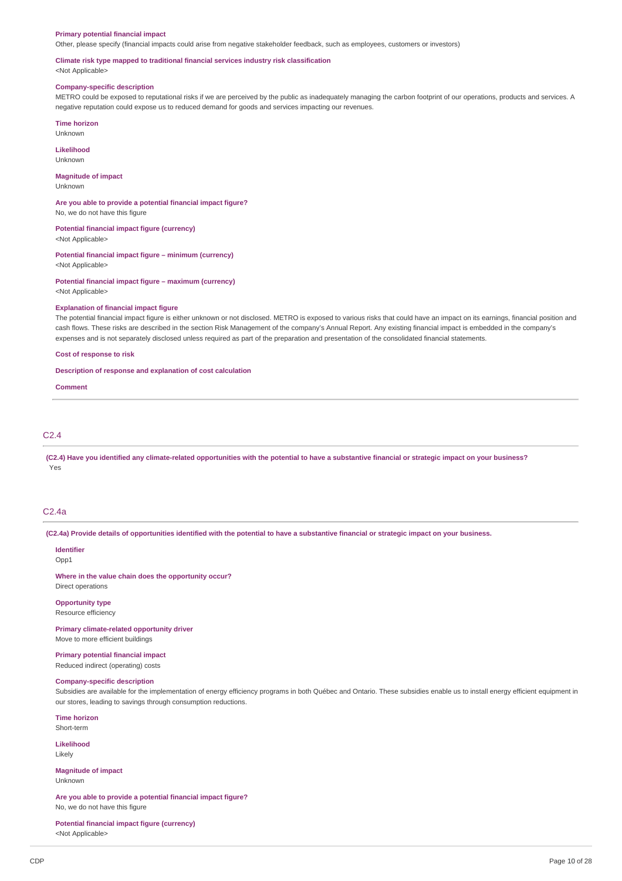**Primary potential financial impact**
Other, please specify (financial impacts could arise from negative stakeholder feedback, such as employees, customers or investors)

**Climate risk type mapped to traditional financial services industry risk classification**
<Not Applicable>

**Company-specific description**
METRO could be exposed to reputational risks if we are perceived by the public as inadequately managing the carbon footprint of our operations, products and services. A negative reputation could expose us to reduced demand for goods and services impacting our revenues.

**Time horizon**
Unknown

**Likelihood**
Unknown

**Magnitude of impact**
Unknown

**Are you able to provide a potential financial impact figure?**
No, we do not have this figure

**Potential financial impact figure (currency)**
<Not Applicable>

**Potential financial impact figure – minimum (currency)**
<Not Applicable>

**Potential financial impact figure – maximum (currency)**
<Not Applicable>

**Explanation of financial impact figure**
The potential financial impact figure is either unknown or not disclosed. METRO is exposed to various risks that could have an impact on its earnings, financial position and cash flows. These risks are described in the section Risk Management of the company's Annual Report. Any existing financial impact is embedded in the company's expenses and is not separately disclosed unless required as part of the preparation and presentation of the consolidated financial statements.

**Cost of response to risk**

**Description of response and explanation of cost calculation**

**Comment**

## C2.4

**(C2.4) Have you identified any climate-related opportunities with the potential to have a substantive financial or strategic impact on your business?**
Yes

## C2.4a

**(C2.4a) Provide details of opportunities identified with the potential to have a substantive financial or strategic impact on your business.**

**Identifier**
Opp1

**Where in the value chain does the opportunity occur?**
Direct operations

**Opportunity type**
Resource efficiency

**Primary climate-related opportunity driver**
Move to more efficient buildings

**Primary potential financial impact**
Reduced indirect (operating) costs

**Company-specific description**
Subsidies are available for the implementation of energy efficiency programs in both Québec and Ontario. These subsidies enable us to install energy efficient equipment in our stores, leading to savings through consumption reductions.

**Time horizon**
Short-term

**Likelihood**
Likely

**Magnitude of impact**
Unknown

**Are you able to provide a potential financial impact figure?**
No, we do not have this figure

**Potential financial impact figure (currency)**
<Not Applicable>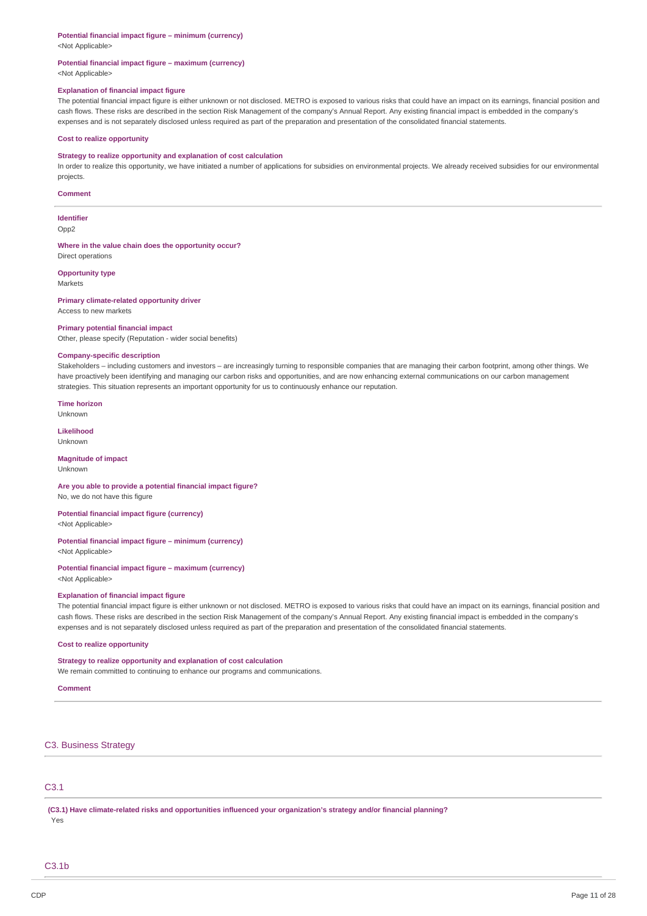**Potential financial impact figure – minimum (currency)**
<Not Applicable>

**Potential financial impact figure – maximum (currency)**
<Not Applicable>

**Explanation of financial impact figure**
The potential financial impact figure is either unknown or not disclosed. METRO is exposed to various risks that could have an impact on its earnings, financial position and cash flows. These risks are described in the section Risk Management of the company's Annual Report. Any existing financial impact is embedded in the company's expenses and is not separately disclosed unless required as part of the preparation and presentation of the consolidated financial statements.

**Cost to realize opportunity**

**Strategy to realize opportunity and explanation of cost calculation**
In order to realize this opportunity, we have initiated a number of applications for subsidies on environmental projects. We already received subsidies for our environmental projects.

**Comment**

---

**Identifier**
Opp2

**Where in the value chain does the opportunity occur?**
Direct operations

**Opportunity type**
Markets

**Primary climate-related opportunity driver**
Access to new markets

**Primary potential financial impact**
Other, please specify (Reputation - wider social benefits)

**Company-specific description**
Stakeholders – including customers and investors – are increasingly turning to responsible companies that are managing their carbon footprint, among other things. We have proactively been identifying and managing our carbon risks and opportunities, and are now enhancing external communications on our carbon management strategies. This situation represents an important opportunity for us to continuously enhance our reputation.

**Time horizon**
Unknown

**Likelihood**
Unknown

**Magnitude of impact**
Unknown

**Are you able to provide a potential financial impact figure?**
No, we do not have this figure

**Potential financial impact figure (currency)**
<Not Applicable>

**Potential financial impact figure – minimum (currency)**
<Not Applicable>

**Potential financial impact figure – maximum (currency)**
<Not Applicable>

**Explanation of financial impact figure**
The potential financial impact figure is either unknown or not disclosed. METRO is exposed to various risks that could have an impact on its earnings, financial position and cash flows. These risks are described in the section Risk Management of the company's Annual Report. Any existing financial impact is embedded in the company's expenses and is not separately disclosed unless required as part of the preparation and presentation of the consolidated financial statements.

**Cost to realize opportunity**

**Strategy to realize opportunity and explanation of cost calculation**
We remain committed to continuing to enhance our programs and communications.

**Comment**

---

## C3. Business Strategy

### C3.1

**(C3.1) Have climate-related risks and opportunities influenced your organization's strategy and/or financial planning?**
Yes

### C3.1b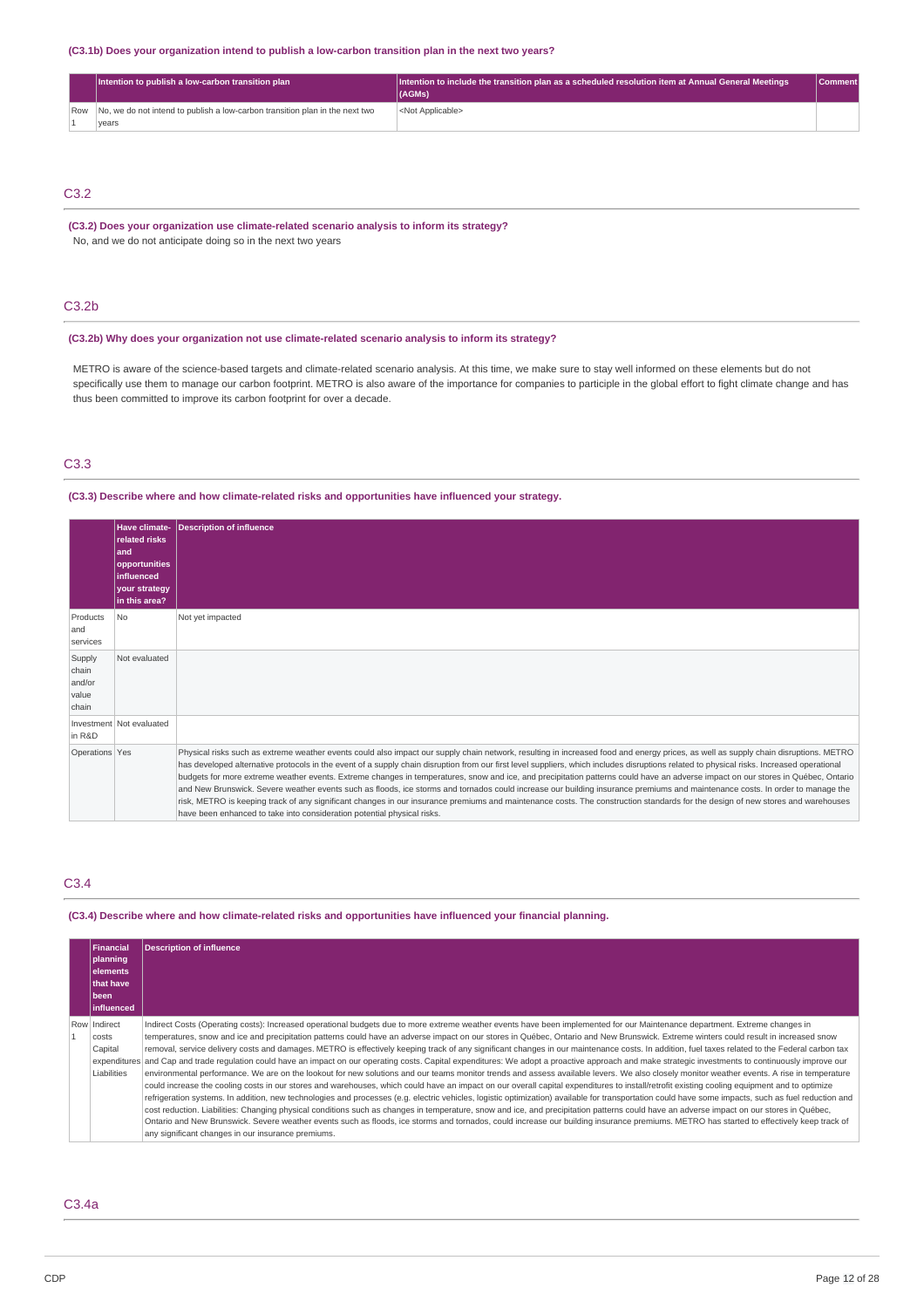**(C3.1b) Does your organization intend to publish a low-carbon transition plan in the next two years?**

| | Intention to publish a low-carbon transition plan | Intention to include the transition plan as a scheduled resolution item at Annual General Meetings (AGMs) | Comment |
|---|---|---|---|
| Row 1 | No, we do not intend to publish a low-carbon transition plan in the next two years | <Not Applicable> | |

## C3.2

**(C3.2) Does your organization use climate-related scenario analysis to inform its strategy?**

No, and we do not anticipate doing so in the next two years

## C3.2b

**(C3.2b) Why does your organization not use climate-related scenario analysis to inform its strategy?**

METRO is aware of the science-based targets and climate-related scenario analysis. At this time, we make sure to stay well informed on these elements but do not specifically use them to manage our carbon footprint. METRO is also aware of the importance for companies to participate in the global effort to fight climate change and has thus been committed to improve its carbon footprint for over a decade.

## C3.3

**(C3.3) Describe where and how climate-related risks and opportunities have influenced your strategy.**

| | Have climate-related risks and opportunities influenced your strategy in this area? | Description of influence |
|---|---|---|
| Products and services | No | Not yet impacted |
| Supply chain and/or value chain | Not evaluated | |
| Investment in R&D | Not evaluated | |
| Operations | Yes | Physical risks such as extreme weather events could also impact our supply chain network, resulting in increased food and energy prices, as well as supply chain disruptions. METRO has developed alternative protocols in the event of a supply chain disruption from our first level suppliers, which includes disruptions related to physical risks. Increased operational budgets for more extreme weather events. Extreme changes in temperatures, snow and ice, and precipitation patterns could have an adverse impact on our stores in Québec, Ontario and New Brunswick. Severe weather events such as floods, ice storms and tornados could increase our building insurance premiums and maintenance costs. In order to manage the risk, METRO is keeping track of any significant changes in our insurance premiums and maintenance costs. The construction standards for the design of new stores and warehouses have been enhanced to take into consideration potential physical risks. |

## C3.4

**(C3.4) Describe where and how climate-related risks and opportunities have influenced your financial planning.**

| | Financial planning elements that have been influenced | Description of influence |
|---|---|---|
| Row 1 | Indirect costs<br>Capital expenditures<br>Liabilities | Indirect Costs (Operating costs): Increased operational budgets due to more extreme weather events have been implemented for our Maintenance department. Extreme changes in temperatures, snow and ice and precipitation patterns could have an adverse impact on our stores in Québec, Ontario and New Brunswick. Extreme winters could result in increased snow removal, service delivery costs and damages. METRO is effectively keeping track of any significant changes in our maintenance costs. In addition, fuel taxes related to the Federal carbon tax and Cap and trade regulation could have an impact on our operating costs. Capital expenditures: We adopt a proactive approach and make strategic investments to continuously improve our environmental performance. We are on the lookout for new solutions and our teams monitor trends and assess available levers. We also closely monitor weather events. A rise in temperature could increase the cooling costs in our stores and warehouses, which could have an impact on our overall capital expenditures to install/retrofit existing cooling equipment and to optimize refrigeration systems. In addition, new technologies and processes (e.g. electric vehicles, logistic optimization) available for transportation could have some impacts, such as fuel reduction and cost reduction. Liabilities: Changing physical conditions such as changes in temperature, snow and ice, and precipitation patterns could have an adverse impact on our stores in Québec, Ontario and New Brunswick. Severe weather events such as floods, ice storms and tornados, could increase our building insurance premiums. METRO has started to effectively keep track of any significant changes in our insurance premiums. |

## C3.4a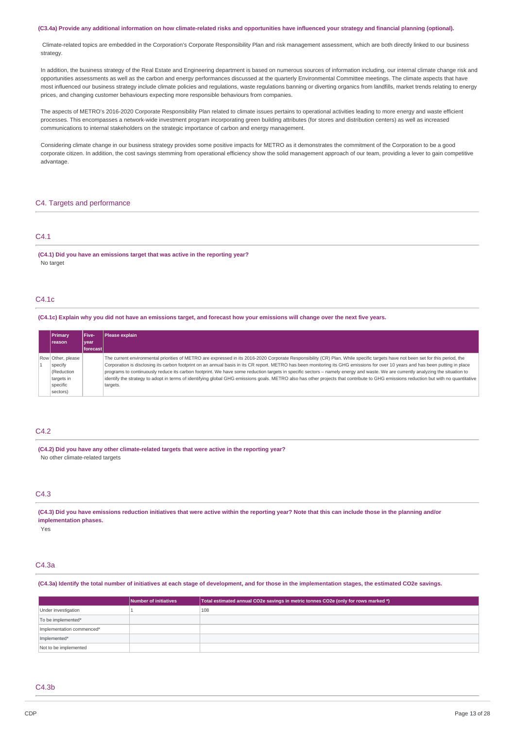**(C3.4a) Provide any additional information on how climate-related risks and opportunities have influenced your strategy and financial planning (optional).**

Climate-related topics are embedded in the Corporation's Corporate Responsibility Plan and risk management assessment, which are both directly linked to our business strategy.

In addition, the business strategy of the Real Estate and Engineering department is based on numerous sources of information including, our internal climate change risk and opportunities assessments as well as the carbon and energy performances discussed at the quarterly Environmental Committee meetings. The climate aspects that have most influenced our business strategy include climate policies and regulations, waste regulations banning or diverting organics from landfills, market trends relating to energy prices, and changing customer behaviours expecting more responsible behaviours from companies.

The aspects of METRO's 2016-2020 Corporate Responsibility Plan related to climate issues pertains to operational activities leading to more energy and waste efficient processes. This encompasses a network-wide investment program incorporating green building attributes (for stores and distribution centers) as well as increased communications to internal stakeholders on the strategic importance of carbon and energy management.

Considering climate change in our business strategy provides some positive impacts for METRO as it demonstrates the commitment of the Corporation to be a good corporate citizen. In addition, the cost savings stemming from operational efficiency show the solid management approach of our team, providing a lever to gain competitive advantage.

## C4. Targets and performance

### C4.1

**(C4.1) Did you have an emissions target that was active in the reporting year?**

No target

### C4.1c

**(C4.1c) Explain why you did not have an emissions target, and forecast how your emissions will change over the next five years.**

| | Primary reason | Five-year forecast | Please explain |
|---|---|---|---|
| Row 1 | Other, please specify (Reduction targets in specific sectors) | | The current environmental priorities of METRO are expressed in its 2016-2020 Corporate Responsibility (CR) Plan. While specific targets have not been set for this period, the Corporation is disclosing its carbon footprint on an annual basis in its CR report. METRO has been monitoring its GHG emissions for over 10 years and has been putting in place programs to continuously reduce its carbon footprint. We have some reduction targets in specific sectors – namely energy and waste. We are currently analyzing the situation to identify the strategy to adopt in terms of identifying global GHG emissions goals. METRO also has other projects that contribute to GHG emissions reduction but with no quantitative targets. |

### C4.2

**(C4.2) Did you have any other climate-related targets that were active in the reporting year?**

No other climate-related targets

### C4.3

**(C4.3) Did you have emissions reduction initiatives that were active within the reporting year? Note that this can include those in the planning and/or implementation phases.**

Yes

### C4.3a

**(C4.3a) Identify the total number of initiatives at each stage of development, and for those in the implementation stages, the estimated CO2e savings.**

| | Number of initiatives | Total estimated annual CO2e savings in metric tonnes CO2e (only for rows marked *) |
|---|---|---|
| Under investigation | 1 | 108 |
| To be implemented* | | |
| Implementation commenced* | | |
| Implemented* | | |
| Not to be implemented | | |

### C4.3b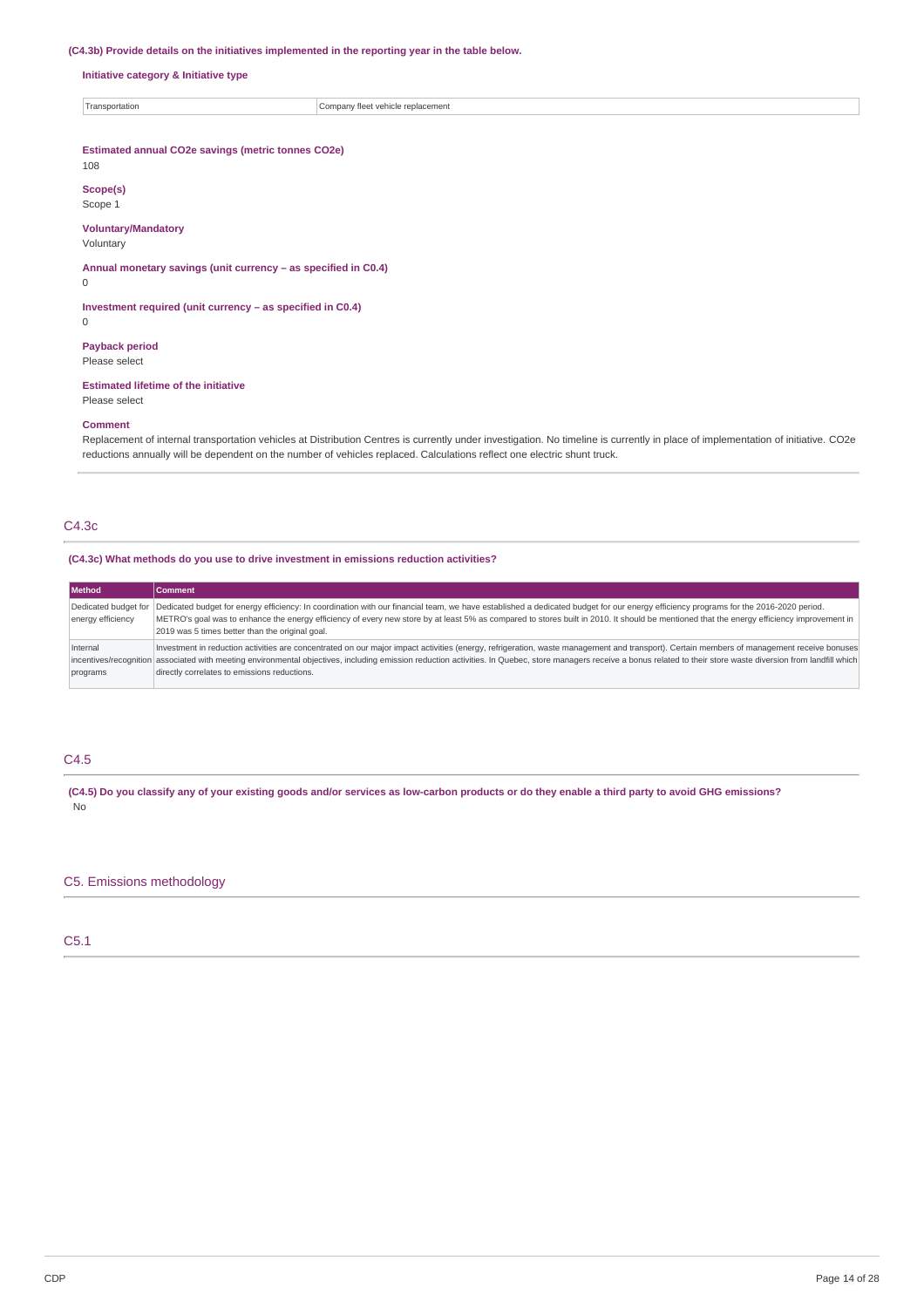**(C4.3b) Provide details on the initiatives implemented in the reporting year in the table below.**

**Initiative category & Initiative type**

| Transportation | Company fleet vehicle replacement |
|---|---|

**Estimated annual CO2e savings (metric tonnes CO2e)**

108

**Scope(s)**

Scope 1

**Voluntary/Mandatory**

Voluntary

**Annual monetary savings (unit currency – as specified in C0.4)**

0

**Investment required (unit currency – as specified in C0.4)**

0

**Payback period**

Please select

**Estimated lifetime of the initiative**

Please select

**Comment**

Replacement of internal transportation vehicles at Distribution Centres is currently under investigation. No timeline is currently in place of implementation of initiative. CO2e reductions annually will be dependent on the number of vehicles replaced. Calculations reflect one electric shunt truck.

## C4.3c

**(C4.3c) What methods do you use to drive investment in emissions reduction activities?**

| Method | Comment |
|---|---|
| Dedicated budget for energy efficiency | Dedicated budget for energy efficiency: In coordination with our financial team, we have established a dedicated budget for our energy efficiency programs for the 2016-2020 period. METRO's goal was to enhance the energy efficiency of every new store by at least 5% as compared to stores built in 2010. It should be mentioned that the energy efficiency improvement in 2019 was 5 times better than the original goal. |
| Internal incentives/recognition programs | Investment in reduction activities are concentrated on our major impact activities (energy, refrigeration, waste management and transport). Certain members of management receive bonuses associated with meeting environmental objectives, including emission reduction activities. In Quebec, store managers receive a bonus related to their store waste diversion from landfill which directly correlates to emissions reductions. |

## C4.5

**(C4.5) Do you classify any of your existing goods and/or services as low-carbon products or do they enable a third party to avoid GHG emissions?**

No

## C5. Emissions methodology

## C5.1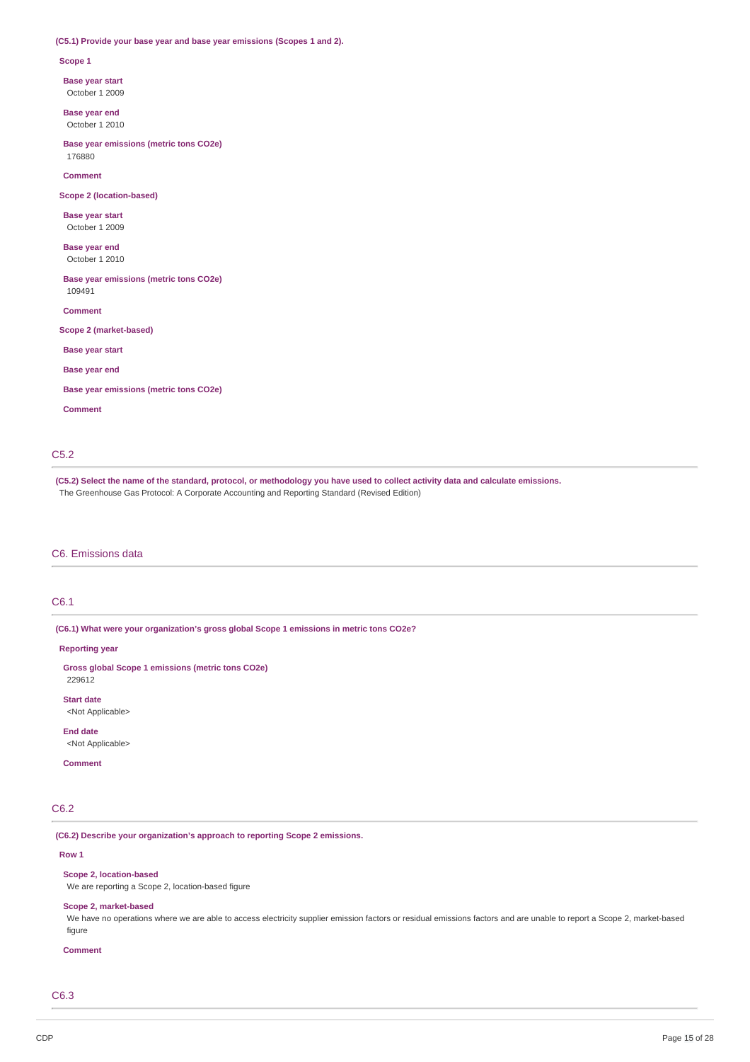**(C5.1) Provide your base year and base year emissions (Scopes 1 and 2).**

**Scope 1**

**Base year start**
October 1 2009

**Base year end**
October 1 2010

**Base year emissions (metric tons CO2e)**
176880

**Comment**

**Scope 2 (location-based)**

**Base year start**
October 1 2009

**Base year end**
October 1 2010

**Base year emissions (metric tons CO2e)**
109491

**Comment**

**Scope 2 (market-based)**

**Base year start**

**Base year end**

**Base year emissions (metric tons CO2e)**

**Comment**

## C5.2

**(C5.2) Select the name of the standard, protocol, or methodology you have used to collect activity data and calculate emissions.**
The Greenhouse Gas Protocol: A Corporate Accounting and Reporting Standard (Revised Edition)

# C6. Emissions data

## C6.1

**(C6.1) What were your organization's gross global Scope 1 emissions in metric tons CO2e?**

**Reporting year**

**Gross global Scope 1 emissions (metric tons CO2e)**
229612

**Start date**
<Not Applicable>

**End date**
<Not Applicable>

**Comment**

## C6.2

**(C6.2) Describe your organization's approach to reporting Scope 2 emissions.**

**Row 1**

**Scope 2, location-based**
We are reporting a Scope 2, location-based figure

**Scope 2, market-based**
We have no operations where we are able to access electricity supplier emission factors or residual emissions factors and are unable to report a Scope 2, market-based figure

**Comment**

## C6.3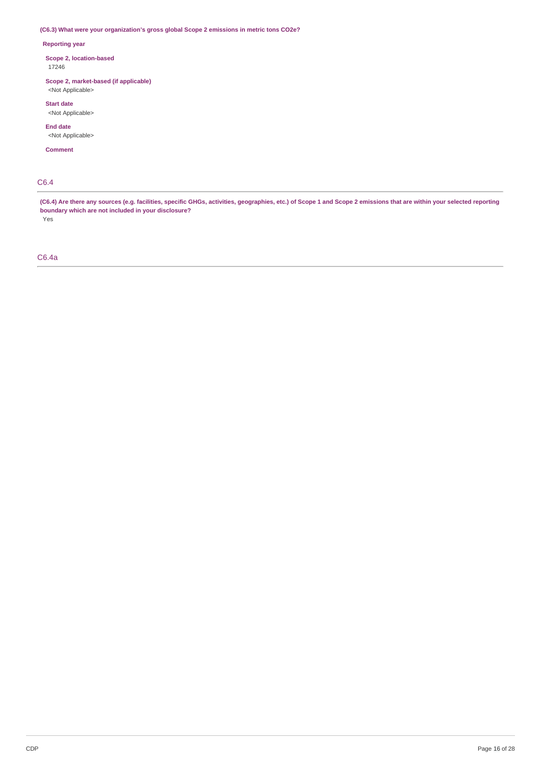**(C6.3) What were your organization's gross global Scope 2 emissions in metric tons CO2e?**

**Reporting year**

**Scope 2, location-based**
17246

**Scope 2, market-based (if applicable)**
<Not Applicable>

**Start date**
<Not Applicable>

**End date**
<Not Applicable>

**Comment**

## C6.4

**(C6.4) Are there any sources (e.g. facilities, specific GHGs, activities, geographies, etc.) of Scope 1 and Scope 2 emissions that are within your selected reporting boundary which are not included in your disclosure?**
Yes

## C6.4a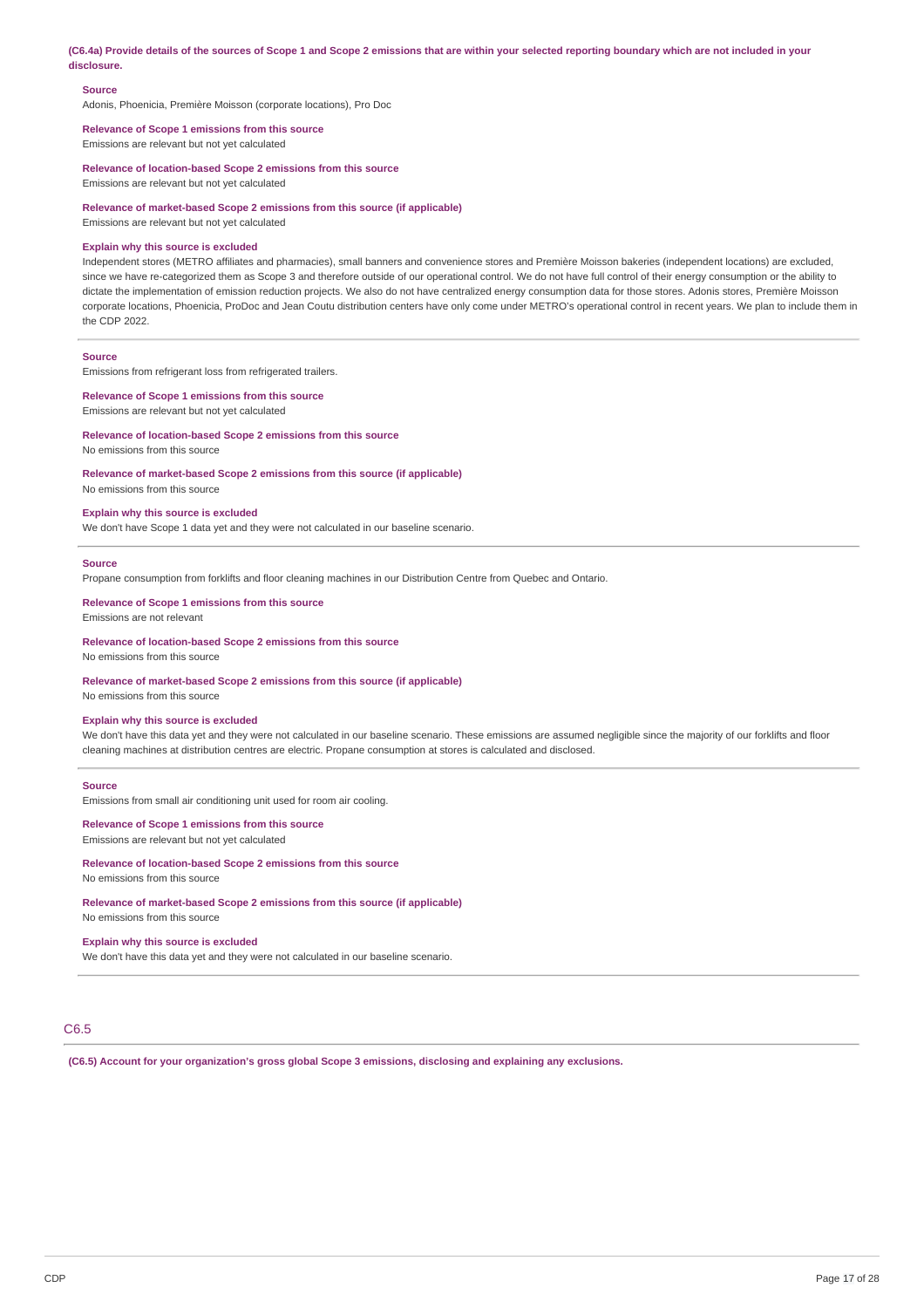**(C6.4a) Provide details of the sources of Scope 1 and Scope 2 emissions that are within your selected reporting boundary which are not included in your disclosure.**

**Source**
Adonis, Phoenicia, Première Moisson (corporate locations), Pro Doc

**Relevance of Scope 1 emissions from this source**
Emissions are relevant but not yet calculated

**Relevance of location-based Scope 2 emissions from this source**
Emissions are relevant but not yet calculated

**Relevance of market-based Scope 2 emissions from this source (if applicable)**
Emissions are relevant but not yet calculated

**Explain why this source is excluded**
Independent stores (METRO affiliates and pharmacies), small banners and convenience stores and Première Moisson bakeries (independent locations) are excluded, since we have re-categorized them as Scope 3 and therefore outside of our operational control. We do not have full control of their energy consumption or the ability to dictate the implementation of emission reduction projects. We also do not have centralized energy consumption data for those stores. Adonis stores, Première Moisson corporate locations, Phoenicia, ProDoc and Jean Coutu distribution centers have only come under METRO's operational control in recent years. We plan to include them in the CDP 2022.

---

**Source**
Emissions from refrigerant loss from refrigerated trailers.

**Relevance of Scope 1 emissions from this source**
Emissions are relevant but not yet calculated

**Relevance of location-based Scope 2 emissions from this source**
No emissions from this source

**Relevance of market-based Scope 2 emissions from this source (if applicable)**
No emissions from this source

**Explain why this source is excluded**
We don't have Scope 1 data yet and they were not calculated in our baseline scenario.

---

**Source**
Propane consumption from forklifts and floor cleaning machines in our Distribution Centre from Quebec and Ontario.

**Relevance of Scope 1 emissions from this source**
Emissions are not relevant

**Relevance of location-based Scope 2 emissions from this source**
No emissions from this source

**Relevance of market-based Scope 2 emissions from this source (if applicable)**
No emissions from this source

**Explain why this source is excluded**
We don't have this data yet and they were not calculated in our baseline scenario. These emissions are assumed negligible since the majority of our forklifts and floor cleaning machines at distribution centres are electric. Propane consumption at stores is calculated and disclosed.

---

**Source**
Emissions from small air conditioning unit used for room air cooling.

**Relevance of Scope 1 emissions from this source**
Emissions are relevant but not yet calculated

**Relevance of location-based Scope 2 emissions from this source**
No emissions from this source

**Relevance of market-based Scope 2 emissions from this source (if applicable)**
No emissions from this source

**Explain why this source is excluded**
We don't have this data yet and they were not calculated in our baseline scenario.

---

## C6.5

**(C6.5) Account for your organization's gross global Scope 3 emissions, disclosing and explaining any exclusions.**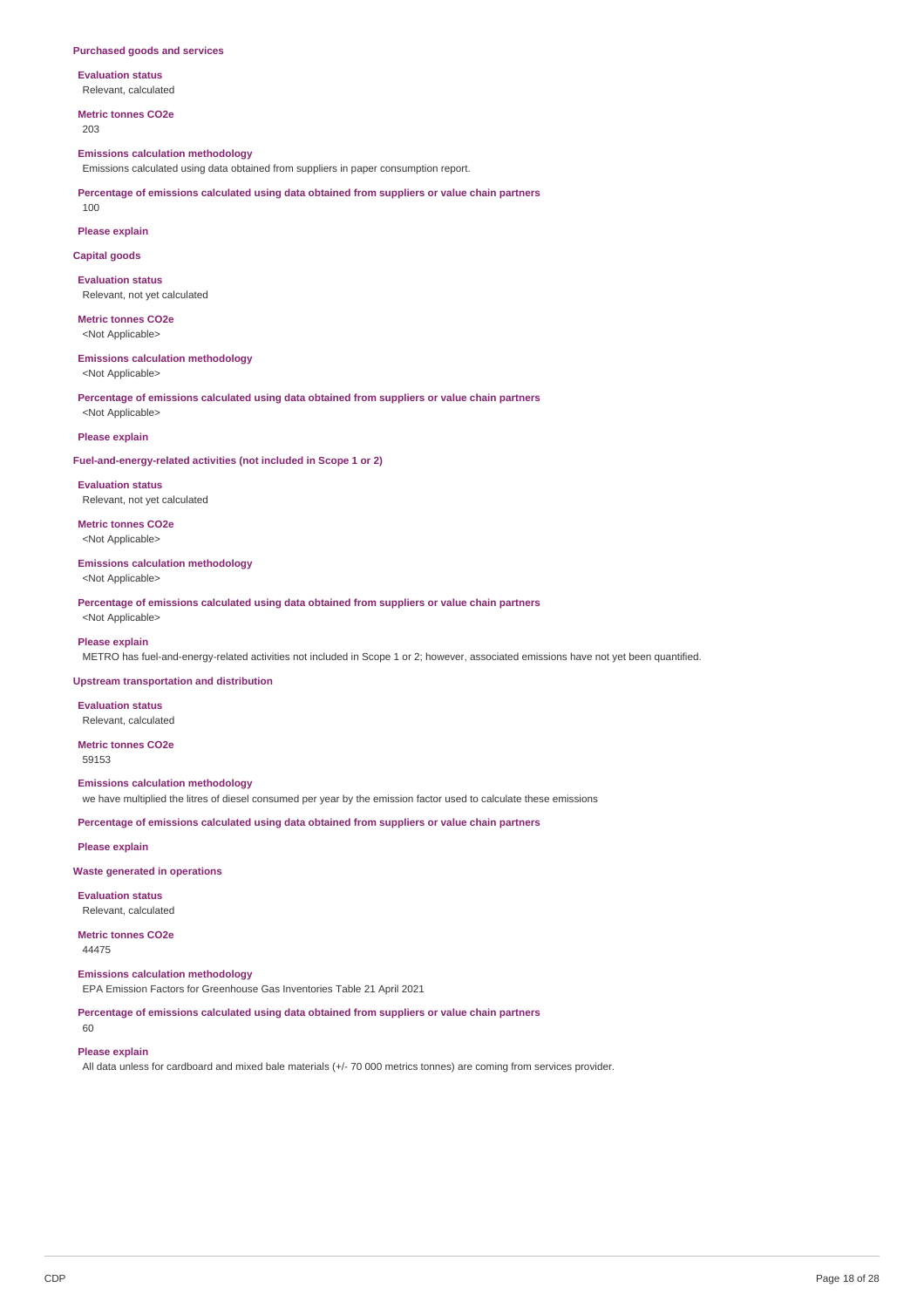### Purchased goods and services

**Evaluation status**
Relevant, calculated

**Metric tonnes CO2e**
203

**Emissions calculation methodology**
Emissions calculated using data obtained from suppliers in paper consumption report.

**Percentage of emissions calculated using data obtained from suppliers or value chain partners**
100

**Please explain**

### Capital goods

**Evaluation status**
Relevant, not yet calculated

**Metric tonnes CO2e**
<Not Applicable>

**Emissions calculation methodology**
<Not Applicable>

**Percentage of emissions calculated using data obtained from suppliers or value chain partners**
<Not Applicable>

**Please explain**

### Fuel-and-energy-related activities (not included in Scope 1 or 2)

**Evaluation status**
Relevant, not yet calculated

**Metric tonnes CO2e**
<Not Applicable>

**Emissions calculation methodology**
<Not Applicable>

**Percentage of emissions calculated using data obtained from suppliers or value chain partners**
<Not Applicable>

**Please explain**
METRO has fuel-and-energy-related activities not included in Scope 1 or 2; however, associated emissions have not yet been quantified.

### Upstream transportation and distribution

**Evaluation status**
Relevant, calculated

**Metric tonnes CO2e**
59153

**Emissions calculation methodology**
we have multiplied the litres of diesel consumed per year by the emission factor used to calculate these emissions

**Percentage of emissions calculated using data obtained from suppliers or value chain partners**

**Please explain**

### Waste generated in operations

**Evaluation status**
Relevant, calculated

**Metric tonnes CO2e**
44475

**Emissions calculation methodology**
EPA Emission Factors for Greenhouse Gas Inventories Table 21 April 2021

**Percentage of emissions calculated using data obtained from suppliers or value chain partners**
60

**Please explain**
All data unless for cardboard and mixed bale materials (+/- 70 000 metrics tonnes) are coming from services provider.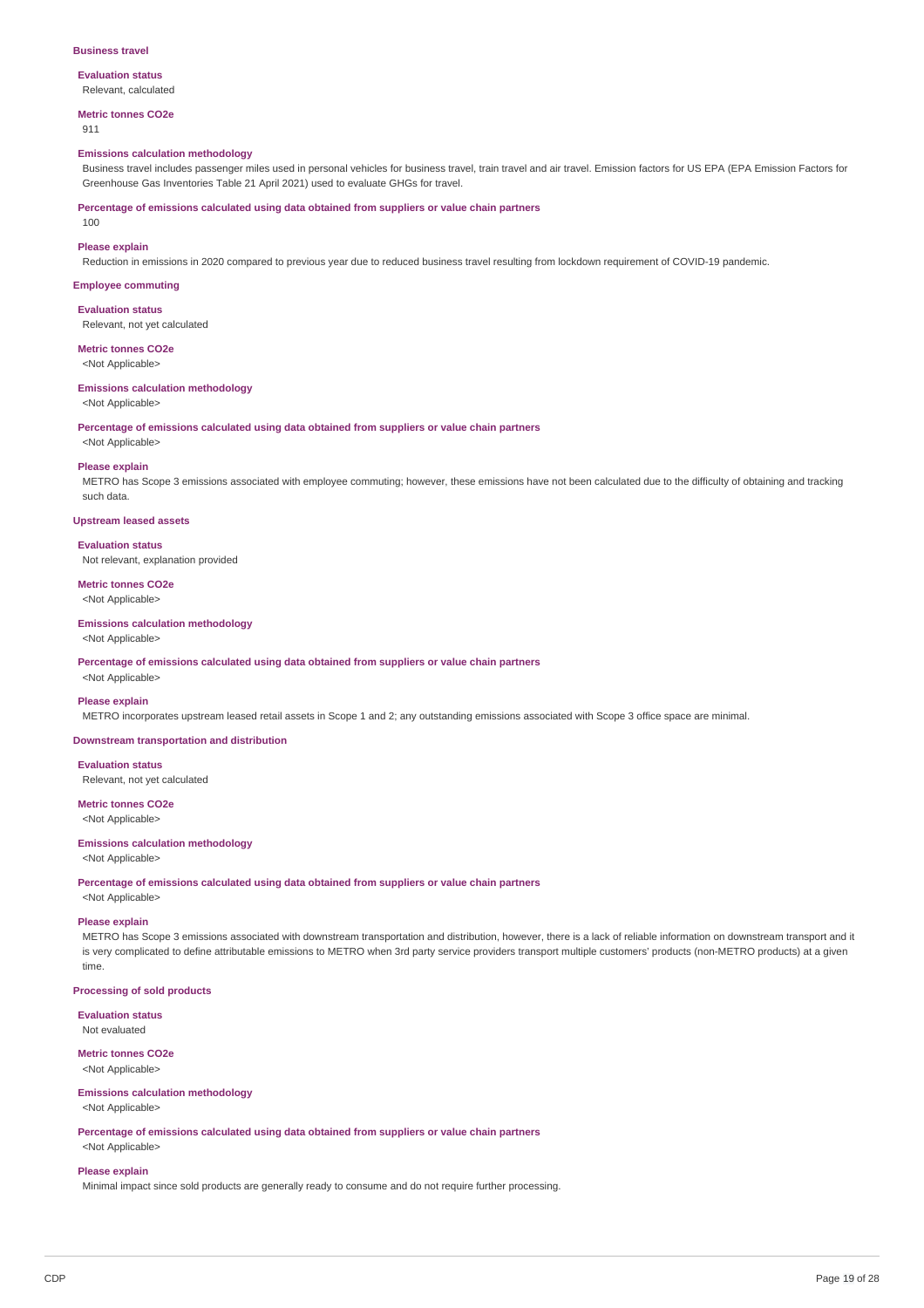### Business travel

**Evaluation status**

Relevant, calculated

**Metric tonnes CO2e**

911

**Emissions calculation methodology**

Business travel includes passenger miles used in personal vehicles for business travel, train travel and air travel. Emission factors for US EPA (EPA Emission Factors for Greenhouse Gas Inventories Table 21 April 2021) used to evaluate GHGs for travel.

**Percentage of emissions calculated using data obtained from suppliers or value chain partners**

100

**Please explain**

Reduction in emissions in 2020 compared to previous year due to reduced business travel resulting from lockdown requirement of COVID-19 pandemic.

### Employee commuting

**Evaluation status**

Relevant, not yet calculated

**Metric tonnes CO2e**

<Not Applicable>

**Emissions calculation methodology**

<Not Applicable>

**Percentage of emissions calculated using data obtained from suppliers or value chain partners**

<Not Applicable>

**Please explain**

METRO has Scope 3 emissions associated with employee commuting; however, these emissions have not been calculated due to the difficulty of obtaining and tracking such data.

### Upstream leased assets

**Evaluation status**

Not relevant, explanation provided

**Metric tonnes CO2e**

<Not Applicable>

**Emissions calculation methodology**

<Not Applicable>

**Percentage of emissions calculated using data obtained from suppliers or value chain partners**

<Not Applicable>

**Please explain**

METRO incorporates upstream leased retail assets in Scope 1 and 2; any outstanding emissions associated with Scope 3 office space are minimal.

### Downstream transportation and distribution

**Evaluation status**

Relevant, not yet calculated

**Metric tonnes CO2e**

<Not Applicable>

**Emissions calculation methodology**

<Not Applicable>

**Percentage of emissions calculated using data obtained from suppliers or value chain partners**

<Not Applicable>

**Please explain**

METRO has Scope 3 emissions associated with downstream transportation and distribution, however, there is a lack of reliable information on downstream transport and it is very complicated to define attributable emissions to METRO when 3rd party service providers transport multiple customers' products (non-METRO products) at a given time.

### Processing of sold products

**Evaluation status**

Not evaluated

**Metric tonnes CO2e**

<Not Applicable>

**Emissions calculation methodology**

<Not Applicable>

**Percentage of emissions calculated using data obtained from suppliers or value chain partners**

<Not Applicable>

**Please explain**

Minimal impact since sold products are generally ready to consume and do not require further processing.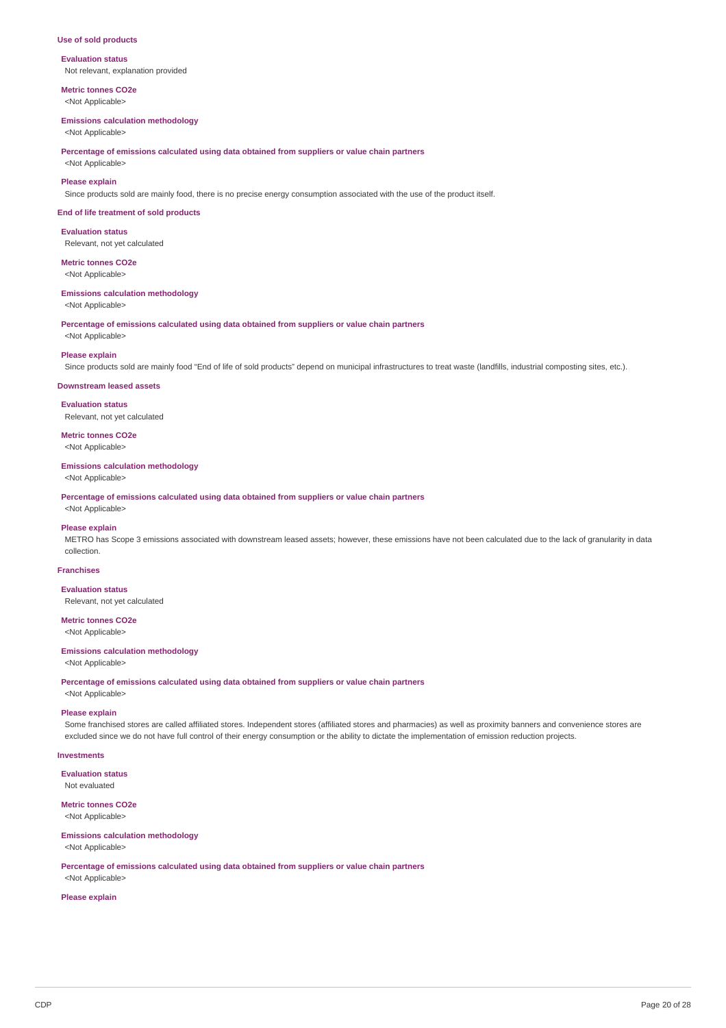### Use of sold products

**Evaluation status**
Not relevant, explanation provided

**Metric tonnes CO2e**
<Not Applicable>

**Emissions calculation methodology**
<Not Applicable>

**Percentage of emissions calculated using data obtained from suppliers or value chain partners**
<Not Applicable>

**Please explain**
Since products sold are mainly food, there is no precise energy consumption associated with the use of the product itself.

### End of life treatment of sold products

**Evaluation status**
Relevant, not yet calculated

**Metric tonnes CO2e**
<Not Applicable>

**Emissions calculation methodology**
<Not Applicable>

**Percentage of emissions calculated using data obtained from suppliers or value chain partners**
<Not Applicable>

**Please explain**
Since products sold are mainly food "End of life of sold products" depend on municipal infrastructures to treat waste (landfills, industrial composting sites, etc.).

### Downstream leased assets

**Evaluation status**
Relevant, not yet calculated

**Metric tonnes CO2e**
<Not Applicable>

**Emissions calculation methodology**
<Not Applicable>

**Percentage of emissions calculated using data obtained from suppliers or value chain partners**
<Not Applicable>

**Please explain**
METRO has Scope 3 emissions associated with downstream leased assets; however, these emissions have not been calculated due to the lack of granularity in data collection.

### Franchises

**Evaluation status**
Relevant, not yet calculated

**Metric tonnes CO2e**
<Not Applicable>

**Emissions calculation methodology**
<Not Applicable>

**Percentage of emissions calculated using data obtained from suppliers or value chain partners**
<Not Applicable>

**Please explain**
Some franchised stores are called affiliated stores. Independent stores (affiliated stores and pharmacies) as well as proximity banners and convenience stores are excluded since we do not have full control of their energy consumption or the ability to dictate the implementation of emission reduction projects.

### Investments

**Evaluation status**
Not evaluated

**Metric tonnes CO2e**
<Not Applicable>

**Emissions calculation methodology**
<Not Applicable>

**Percentage of emissions calculated using data obtained from suppliers or value chain partners**
<Not Applicable>

**Please explain**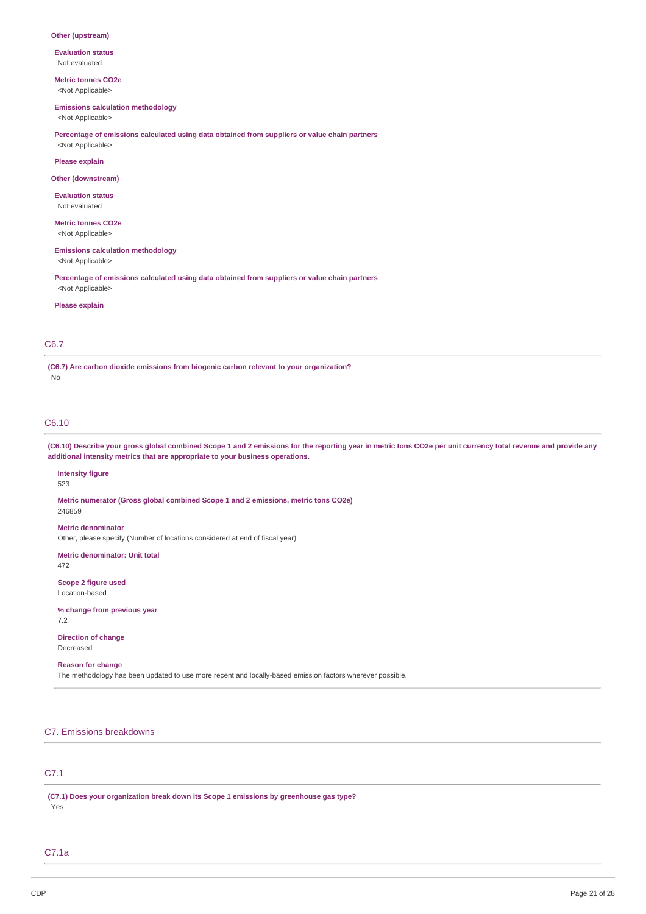**Other (upstream)**

**Evaluation status**
Not evaluated

**Metric tonnes CO2e**
<Not Applicable>

**Emissions calculation methodology**
<Not Applicable>

**Percentage of emissions calculated using data obtained from suppliers or value chain partners**
<Not Applicable>

**Please explain**

**Other (downstream)**

**Evaluation status**
Not evaluated

**Metric tonnes CO2e**
<Not Applicable>

**Emissions calculation methodology**
<Not Applicable>

**Percentage of emissions calculated using data obtained from suppliers or value chain partners**
<Not Applicable>

**Please explain**

## C6.7

**(C6.7) Are carbon dioxide emissions from biogenic carbon relevant to your organization?**
No

## C6.10

**(C6.10) Describe your gross global combined Scope 1 and 2 emissions for the reporting year in metric tons CO2e per unit currency total revenue and provide any additional intensity metrics that are appropriate to your business operations.**

**Intensity figure**
523

**Metric numerator (Gross global combined Scope 1 and 2 emissions, metric tons CO2e)**
246859

**Metric denominator**
Other, please specify (Number of locations considered at end of fiscal year)

**Metric denominator: Unit total**
472

**Scope 2 figure used**
Location-based

**% change from previous year**
7.2

**Direction of change**
Decreased

**Reason for change**
The methodology has been updated to use more recent and locally-based emission factors wherever possible.

# C7. Emissions breakdowns

## C7.1

**(C7.1) Does your organization break down its Scope 1 emissions by greenhouse gas type?**
Yes

## C7.1a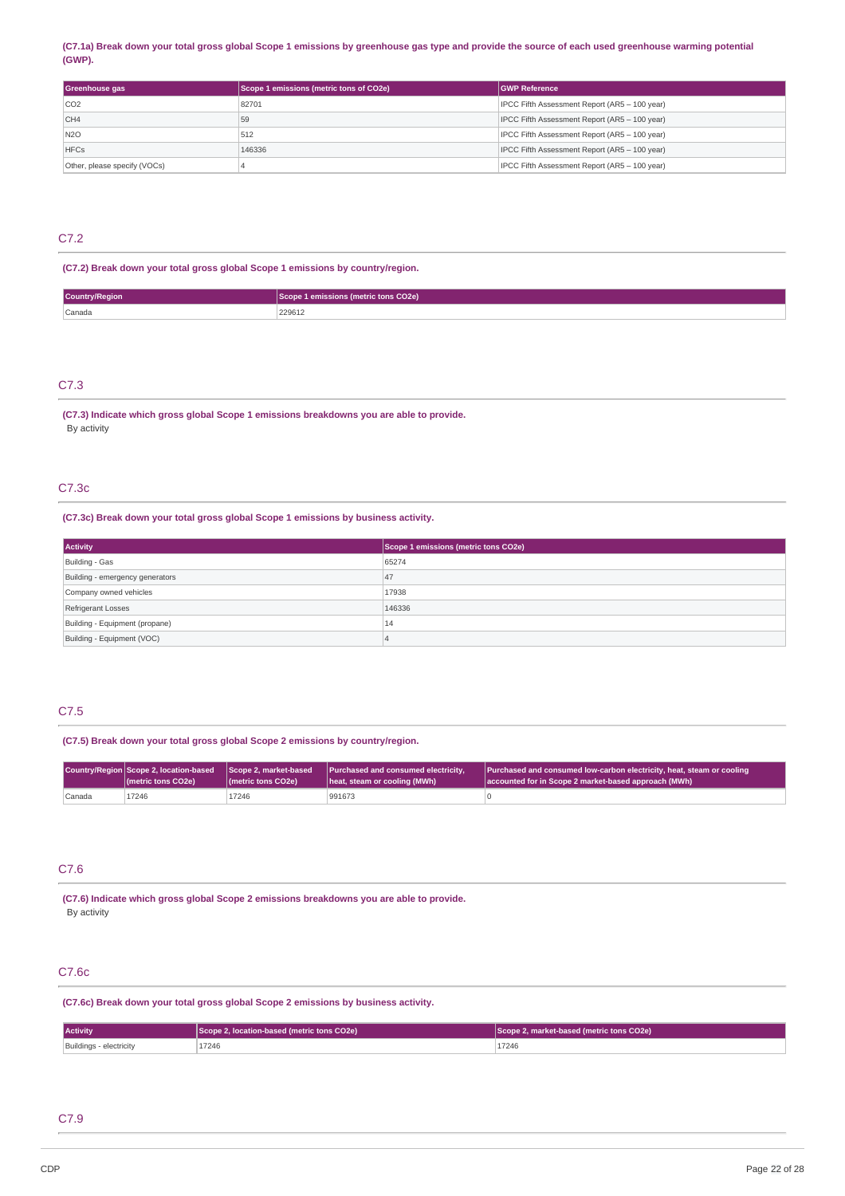**(C7.1a) Break down your total gross global Scope 1 emissions by greenhouse gas type and provide the source of each used greenhouse warming potential (GWP).**

| Greenhouse gas | Scope 1 emissions (metric tons of CO2e) | GWP Reference |
|---|---|---|
| CO2 | 82701 | IPCC Fifth Assessment Report (AR5 – 100 year) |
| CH4 | 59 | IPCC Fifth Assessment Report (AR5 – 100 year) |
| N2O | 512 | IPCC Fifth Assessment Report (AR5 – 100 year) |
| HFCs | 146336 | IPCC Fifth Assessment Report (AR5 – 100 year) |
| Other, please specify (VOCs) | 4 | IPCC Fifth Assessment Report (AR5 – 100 year) |

## C7.2

**(C7.2) Break down your total gross global Scope 1 emissions by country/region.**

| Country/Region | Scope 1 emissions (metric tons CO2e) |
|---|---|
| Canada | 229612 |

## C7.3

**(C7.3) Indicate which gross global Scope 1 emissions breakdowns you are able to provide.**

By activity

## C7.3c

**(C7.3c) Break down your total gross global Scope 1 emissions by business activity.**

| Activity | Scope 1 emissions (metric tons CO2e) |
|---|---|
| Building - Gas | 65274 |
| Building - emergency generators | 47 |
| Company owned vehicles | 17938 |
| Refrigerant Losses | 146336 |
| Building - Equipment (propane) | 14 |
| Building - Equipment (VOC) | 4 |

## C7.5

**(C7.5) Break down your total gross global Scope 2 emissions by country/region.**

| Country/Region | Scope 2, location-based (metric tons CO2e) | Scope 2, market-based (metric tons CO2e) | Purchased and consumed electricity, heat, steam or cooling (MWh) | Purchased and consumed low-carbon electricity, heat, steam or cooling accounted for in Scope 2 market-based approach (MWh) |
|---|---|---|---|---|
| Canada | 17246 | 17246 | 991673 | 0 |

## C7.6

**(C7.6) Indicate which gross global Scope 2 emissions breakdowns you are able to provide.**

By activity

## C7.6c

**(C7.6c) Break down your total gross global Scope 2 emissions by business activity.**

| Activity | Scope 2, location-based (metric tons CO2e) | Scope 2, market-based (metric tons CO2e) |
|---|---|---|
| Buildings - electricity | 17246 | 17246 |

## C7.9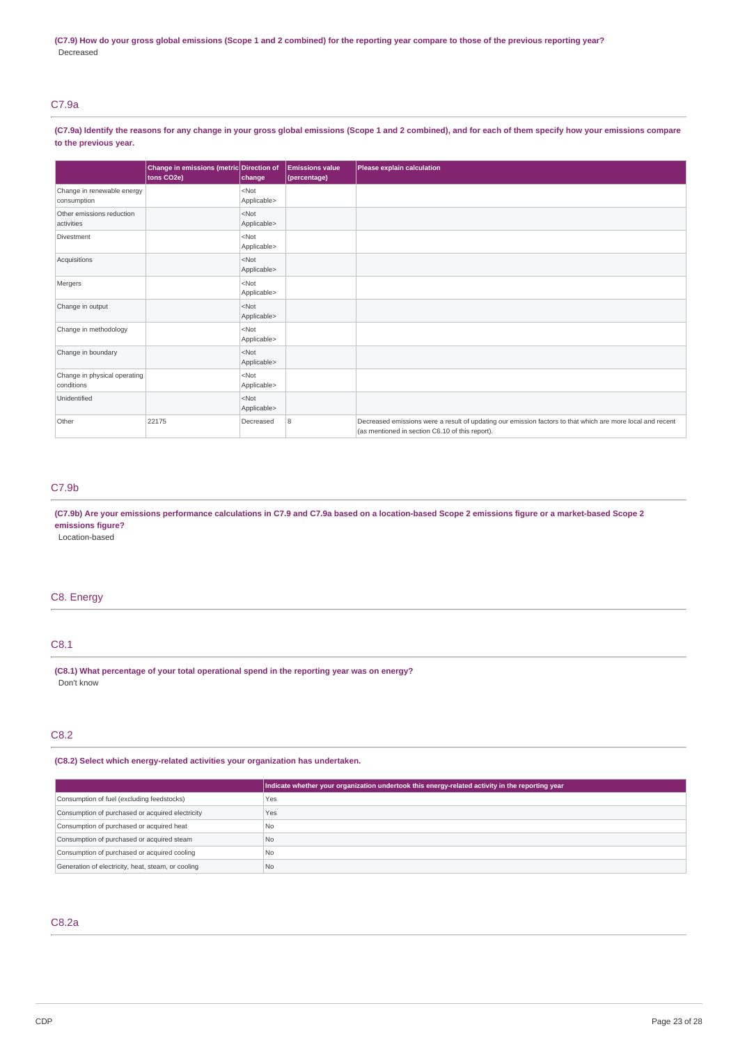**(C7.9) How do your gross global emissions (Scope 1 and 2 combined) for the reporting year compare to those of the previous reporting year?**

Decreased

## C7.9a

**(C7.9a) Identify the reasons for any change in your gross global emissions (Scope 1 and 2 combined), and for each of them specify how your emissions compare to the previous year.**

| | Change in emissions (metric tons CO2e) | Direction of change | Emissions value (percentage) | Please explain calculation |
|---|---|---|---|---|
| Change in renewable energy consumption | | <Not Applicable> | | |
| Other emissions reduction activities | | <Not Applicable> | | |
| Divestment | | <Not Applicable> | | |
| Acquisitions | | <Not Applicable> | | |
| Mergers | | <Not Applicable> | | |
| Change in output | | <Not Applicable> | | |
| Change in methodology | | <Not Applicable> | | |
| Change in boundary | | <Not Applicable> | | |
| Change in physical operating conditions | | <Not Applicable> | | |
| Unidentified | | <Not Applicable> | | |
| Other | 22175 | Decreased | 8 | Decreased emissions were a result of updating our emission factors to that which are more local and recent (as mentioned in section C6.10 of this report). |

## C7.9b

**(C7.9b) Are your emissions performance calculations in C7.9 and C7.9a based on a location-based Scope 2 emissions figure or a market-based Scope 2 emissions figure?**

Location-based

# C8. Energy

## C8.1

**(C8.1) What percentage of your total operational spend in the reporting year was on energy?**

Don't know

## C8.2

**(C8.2) Select which energy-related activities your organization has undertaken.**

| | Indicate whether your organization undertook this energy-related activity in the reporting year |
|---|---|
| Consumption of fuel (excluding feedstocks) | Yes |
| Consumption of purchased or acquired electricity | Yes |
| Consumption of purchased or acquired heat | No |
| Consumption of purchased or acquired steam | No |
| Consumption of purchased or acquired cooling | No |
| Generation of electricity, heat, steam, or cooling | No |

## C8.2a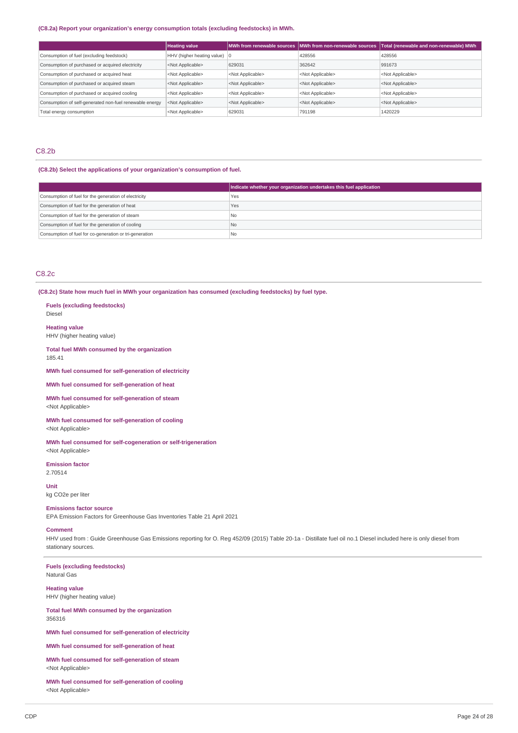(C8.2a) Report your organization's energy consumption totals (excluding feedstocks) in MWh.

| | Heating value | MWh from renewable sources | MWh from non-renewable sources | Total (renewable and non-renewable) MWh |
|---|---|---|---|---|
| Consumption of fuel (excluding feedstock) | HHV (higher heating value) | 0 | 428556 | 428556 |
| Consumption of purchased or acquired electricity | <Not Applicable> | 629031 | 362642 | 991673 |
| Consumption of purchased or acquired heat | <Not Applicable> | <Not Applicable> | <Not Applicable> | <Not Applicable> |
| Consumption of purchased or acquired steam | <Not Applicable> | <Not Applicable> | <Not Applicable> | <Not Applicable> |
| Consumption of purchased or acquired cooling | <Not Applicable> | <Not Applicable> | <Not Applicable> | <Not Applicable> |
| Consumption of self-generated non-fuel renewable energy | <Not Applicable> | <Not Applicable> | <Not Applicable> | <Not Applicable> |
| Total energy consumption | <Not Applicable> | 629031 | 791198 | 1420229 |

## C8.2b

(C8.2b) Select the applications of your organization's consumption of fuel.

| | Indicate whether your organization undertakes this fuel application |
|---|---|
| Consumption of fuel for the generation of electricity | Yes |
| Consumption of fuel for the generation of heat | Yes |
| Consumption of fuel for the generation of steam | No |
| Consumption of fuel for the generation of cooling | No |
| Consumption of fuel for co-generation or tri-generation | No |

## C8.2c

(C8.2c) State how much fuel in MWh your organization has consumed (excluding feedstocks) by fuel type.

**Fuels (excluding feedstocks)**
Diesel

**Heating value**
HHV (higher heating value)

**Total fuel MWh consumed by the organization**
185.41

**MWh fuel consumed for self-generation of electricity**

**MWh fuel consumed for self-generation of heat**

**MWh fuel consumed for self-generation of steam**
<Not Applicable>

**MWh fuel consumed for self-generation of cooling**
<Not Applicable>

**MWh fuel consumed for self-cogeneration or self-trigeneration**
<Not Applicable>

**Emission factor**
2.70514

**Unit**
kg CO2e per liter

**Emissions factor source**
EPA Emission Factors for Greenhouse Gas Inventories Table 21 April 2021

**Comment**
HHV used from : Guide Greenhouse Gas Emissions reporting for O. Reg 452/09 (2015) Table 20-1a - Distillate fuel oil no.1 Diesel included here is only diesel from stationary sources.

---

**Fuels (excluding feedstocks)**
Natural Gas

**Heating value**
HHV (higher heating value)

**Total fuel MWh consumed by the organization**
356316

**MWh fuel consumed for self-generation of electricity**

**MWh fuel consumed for self-generation of heat**

**MWh fuel consumed for self-generation of steam**
<Not Applicable>

**MWh fuel consumed for self-generation of cooling**
<Not Applicable>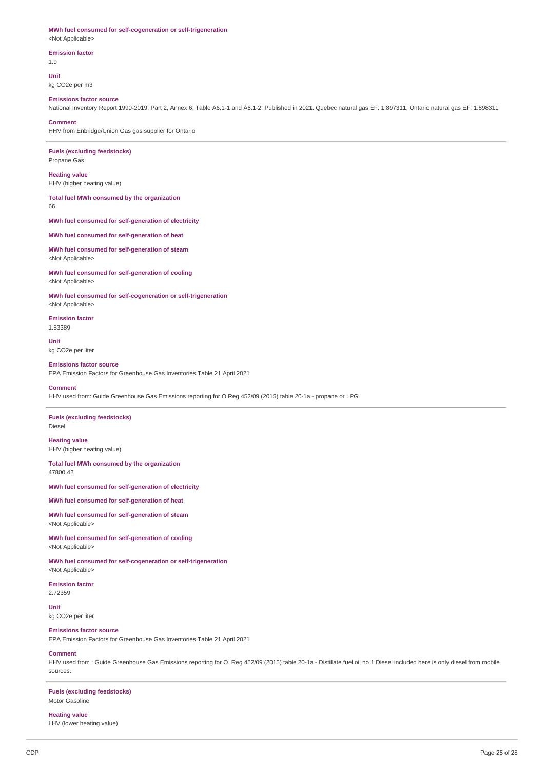**MWh fuel consumed for self-cogeneration or self-trigeneration**
<Not Applicable>

**Emission factor**
1.9

**Unit**
kg CO2e per m3

**Emissions factor source**
National Inventory Report 1990-2019, Part 2, Annex 6; Table A6.1-1 and A6.1-2; Published in 2021. Quebec natural gas EF: 1.897311, Ontario natural gas EF: 1.898311

**Comment**
HHV from Enbridge/Union Gas gas supplier for Ontario

---

**Fuels (excluding feedstocks)**
Propane Gas

**Heating value**
HHV (higher heating value)

**Total fuel MWh consumed by the organization**
66

**MWh fuel consumed for self-generation of electricity**

**MWh fuel consumed for self-generation of heat**

**MWh fuel consumed for self-generation of steam**
<Not Applicable>

**MWh fuel consumed for self-generation of cooling**
<Not Applicable>

**MWh fuel consumed for self-cogeneration or self-trigeneration**
<Not Applicable>

**Emission factor**
1.53389

**Unit**
kg CO2e per liter

**Emissions factor source**
EPA Emission Factors for Greenhouse Gas Inventories Table 21 April 2021

**Comment**
HHV used from: Guide Greenhouse Gas Emissions reporting for O.Reg 452/09 (2015) table 20-1a - propane or LPG

---

**Fuels (excluding feedstocks)**
Diesel

**Heating value**
HHV (higher heating value)

**Total fuel MWh consumed by the organization**
47800.42

**MWh fuel consumed for self-generation of electricity**

**MWh fuel consumed for self-generation of heat**

**MWh fuel consumed for self-generation of steam**
<Not Applicable>

**MWh fuel consumed for self-generation of cooling**
<Not Applicable>

**MWh fuel consumed for self-cogeneration or self-trigeneration**
<Not Applicable>

**Emission factor**
2.72359

**Unit**
kg CO2e per liter

**Emissions factor source**
EPA Emission Factors for Greenhouse Gas Inventories Table 21 April 2021

**Comment**
HHV used from : Guide Greenhouse Gas Emissions reporting for O. Reg 452/09 (2015) table 20-1a - Distillate fuel oil no.1 Diesel included here is only diesel from mobile sources.

---

**Fuels (excluding feedstocks)**
Motor Gasoline

**Heating value**
LHV (lower heating value)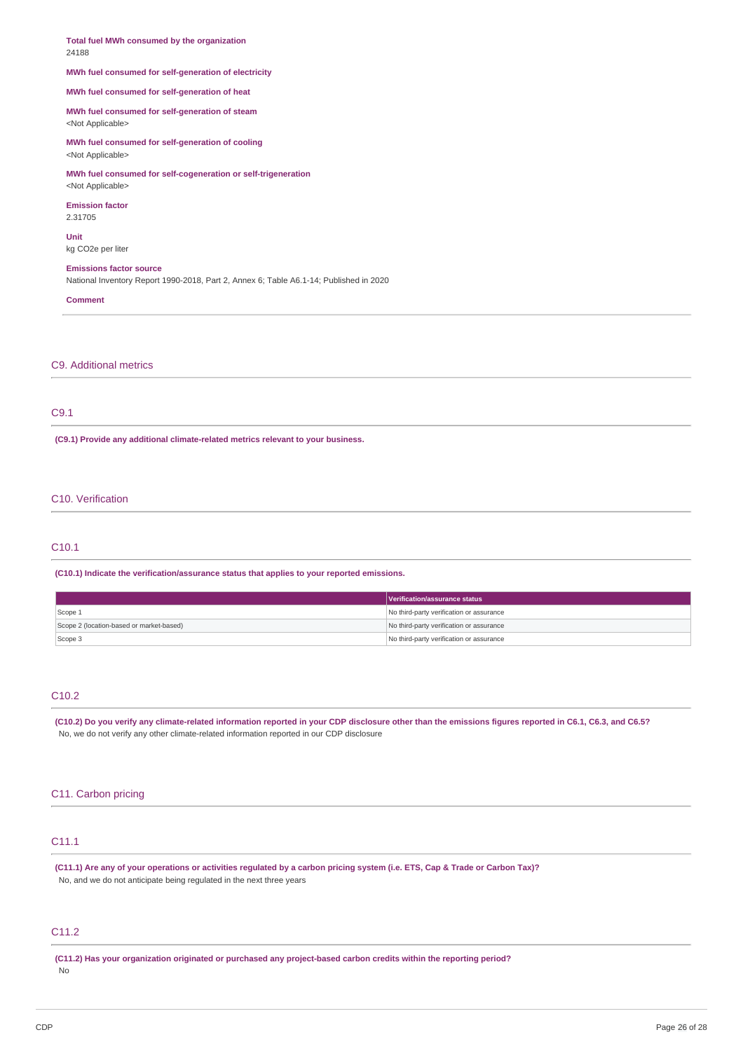**Total fuel MWh consumed by the organization**
24188

**MWh fuel consumed for self-generation of electricity**

**MWh fuel consumed for self-generation of heat**

**MWh fuel consumed for self-generation of steam**
<Not Applicable>

**MWh fuel consumed for self-generation of cooling**
<Not Applicable>

**MWh fuel consumed for self-cogeneration or self-trigeneration**
<Not Applicable>

**Emission factor**
2.31705

**Unit**
kg CO2e per liter

**Emissions factor source**
National Inventory Report 1990-2018, Part 2, Annex 6; Table A6.1-14; Published in 2020

**Comment**

## C9. Additional metrics

### C9.1

**(C9.1) Provide any additional climate-related metrics relevant to your business.**

## C10. Verification

### C10.1

**(C10.1) Indicate the verification/assurance status that applies to your reported emissions.**

| | Verification/assurance status |
|---|---|
| Scope 1 | No third-party verification or assurance |
| Scope 2 (location-based or market-based) | No third-party verification or assurance |
| Scope 3 | No third-party verification or assurance |

### C10.2

**(C10.2) Do you verify any climate-related information reported in your CDP disclosure other than the emissions figures reported in C6.1, C6.3, and C6.5?**
No, we do not verify any other climate-related information reported in our CDP disclosure

## C11. Carbon pricing

### C11.1

**(C11.1) Are any of your operations or activities regulated by a carbon pricing system (i.e. ETS, Cap & Trade or Carbon Tax)?**
No, and we do not anticipate being regulated in the next three years

### C11.2

**(C11.2) Has your organization originated or purchased any project-based carbon credits within the reporting period?**
No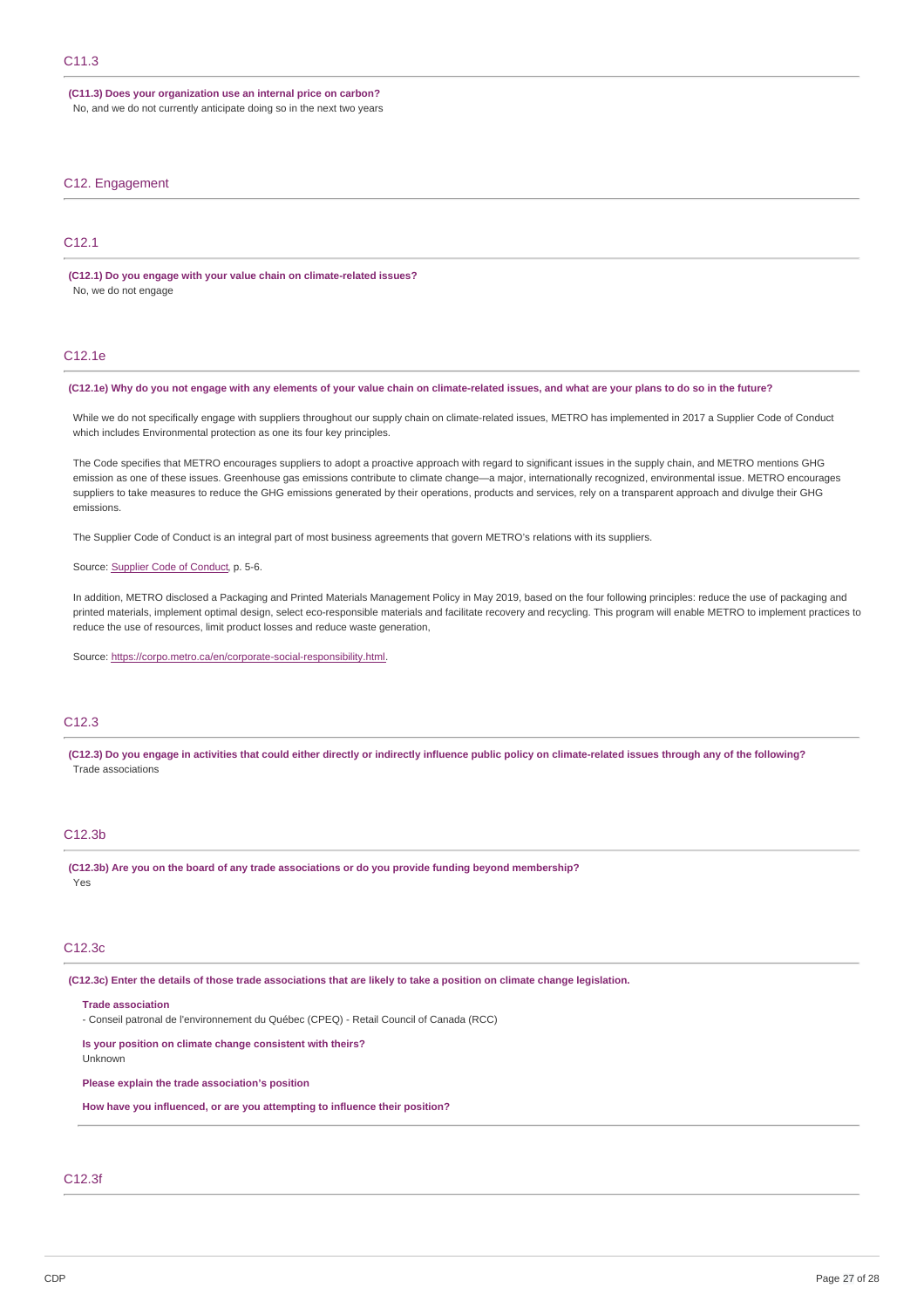## C11.3

**(C11.3) Does your organization use an internal price on carbon?**
No, and we do not currently anticipate doing so in the next two years

## C12. Engagement

## C12.1

**(C12.1) Do you engage with your value chain on climate-related issues?**
No, we do not engage

## C12.1e

**(C12.1e) Why do you not engage with any elements of your value chain on climate-related issues, and what are your plans to do so in the future?**

While we do not specifically engage with suppliers throughout our supply chain on climate-related issues, METRO has implemented in 2017 a Supplier Code of Conduct which includes Environmental protection as one its four key principles.

The Code specifies that METRO encourages suppliers to adopt a proactive approach with regard to significant issues in the supply chain, and METRO mentions GHG emission as one of these issues. Greenhouse gas emissions contribute to climate change—a major, internationally recognized, environmental issue. METRO encourages suppliers to take measures to reduce the GHG emissions generated by their operations, products and services, rely on a transparent approach and divulge their GHG emissions.

The Supplier Code of Conduct is an integral part of most business agreements that govern METRO's relations with its suppliers.

Source: Supplier Code of Conduct, p. 5-6.

In addition, METRO disclosed a Packaging and Printed Materials Management Policy in May 2019, based on the four following principles: reduce the use of packaging and printed materials, implement optimal design, select eco-responsible materials and facilitate recovery and recycling. This program will enable METRO to implement practices to reduce the use of resources, limit product losses and reduce waste generation,

Source: https://corpo.metro.ca/en/corporate-social-responsibility.html.

## C12.3

**(C12.3) Do you engage in activities that could either directly or indirectly influence public policy on climate-related issues through any of the following?**
Trade associations

## C12.3b

**(C12.3b) Are you on the board of any trade associations or do you provide funding beyond membership?**
Yes

## C12.3c

**(C12.3c) Enter the details of those trade associations that are likely to take a position on climate change legislation.**

**Trade association**
- Conseil patronal de l'environnement du Québec (CPEQ) - Retail Council of Canada (RCC)

**Is your position on climate change consistent with theirs?**
Unknown

**Please explain the trade association's position**

**How have you influenced, or are you attempting to influence their position?**

## C12.3f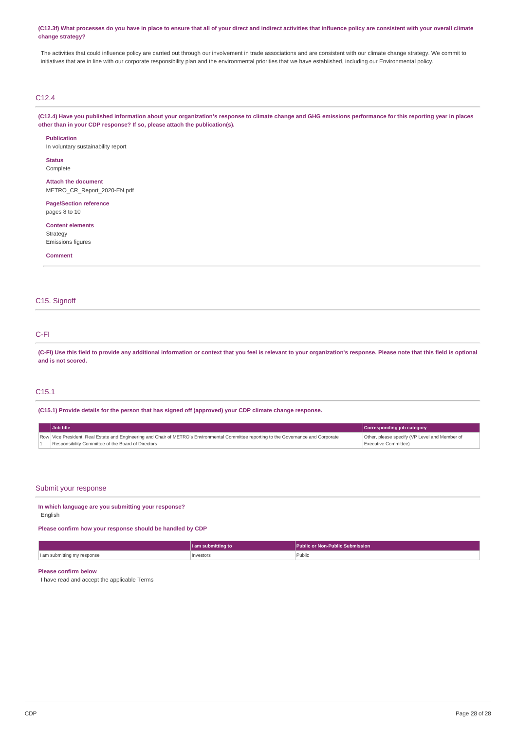**(C12.3f) What processes do you have in place to ensure that all of your direct and indirect activities that influence policy are consistent with your overall climate change strategy?**

The activities that could influence policy are carried out through our involvement in trade associations and are consistent with our climate change strategy. We commit to initiatives that are in line with our corporate responsibility plan and the environmental priorities that we have established, including our Environmental policy.

## C12.4

**(C12.4) Have you published information about your organization's response to climate change and GHG emissions performance for this reporting year in places other than in your CDP response? If so, please attach the publication(s).**

**Publication**
In voluntary sustainability report

**Status**
Complete

**Attach the document**
METRO_CR_Report_2020-EN.pdf

**Page/Section reference**
pages 8 to 10

**Content elements**
Strategy
Emissions figures

**Comment**

## C15. Signoff

## C-FI

**(C-FI) Use this field to provide any additional information or context that you feel is relevant to your organization's response. Please note that this field is optional and is not scored.**

## C15.1

**(C15.1) Provide details for the person that has signed off (approved) your CDP climate change response.**

| | Job title | Corresponding job category |
|---|---|---|
| Row 1 | Vice President, Real Estate and Engineering and Chair of METRO's Environmental Committee reporting to the Governance and Corporate Responsibility Committee of the Board of Directors | Other, please specify (VP Level and Member of Executive Committee) |

## Submit your response

**In which language are you submitting your response?**
English

**Please confirm how your response should be handled by CDP**

| | I am submitting to | Public or Non-Public Submission |
|---|---|---|
| I am submitting my response | Investors | Public |

**Please confirm below**
I have read and accept the applicable Terms